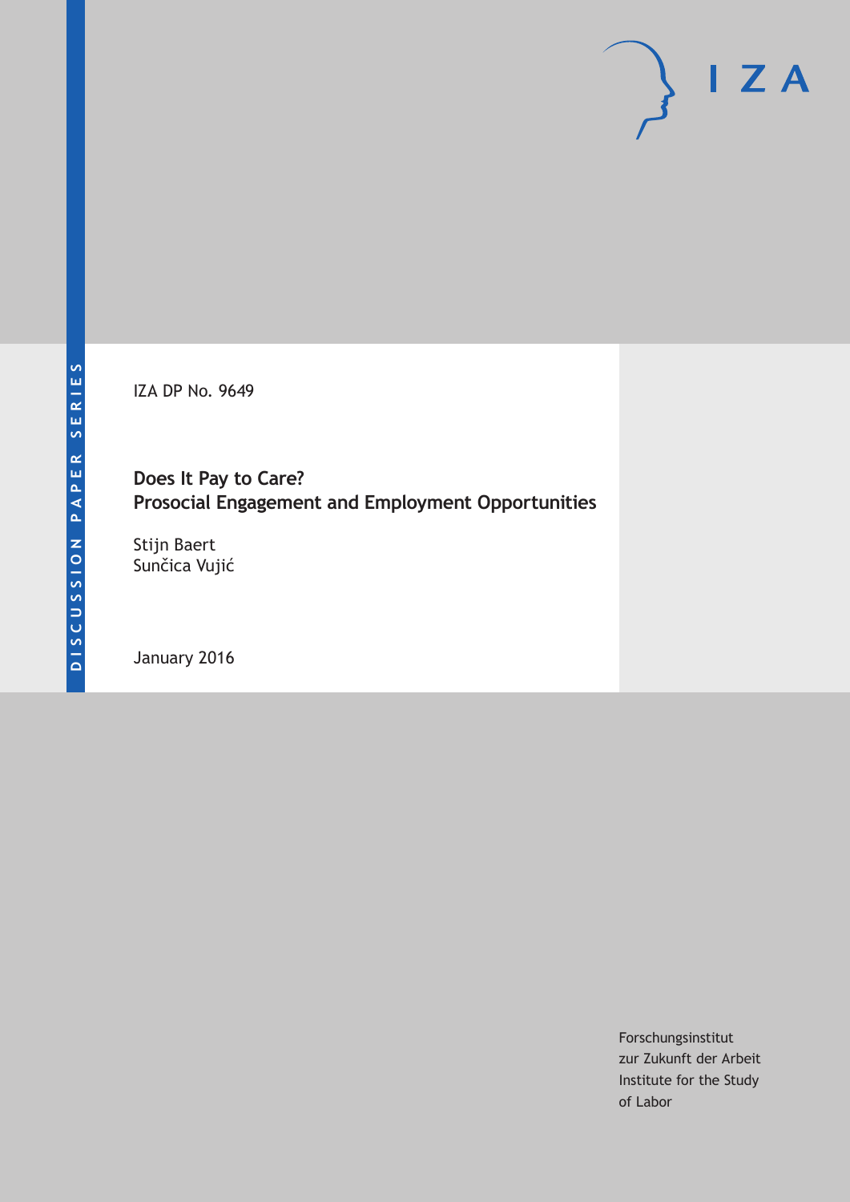DISCUSSION PAPER SERIES

IZA DP No. 9649

# Does It Pay to Care? Prosocial Engagement and Employment Opportunities

Stijn Baert
Sunčica Vujić

January 2016

Forschungsinstitut
zur Zukunft der Arbeit
Institute for the Study
of Labor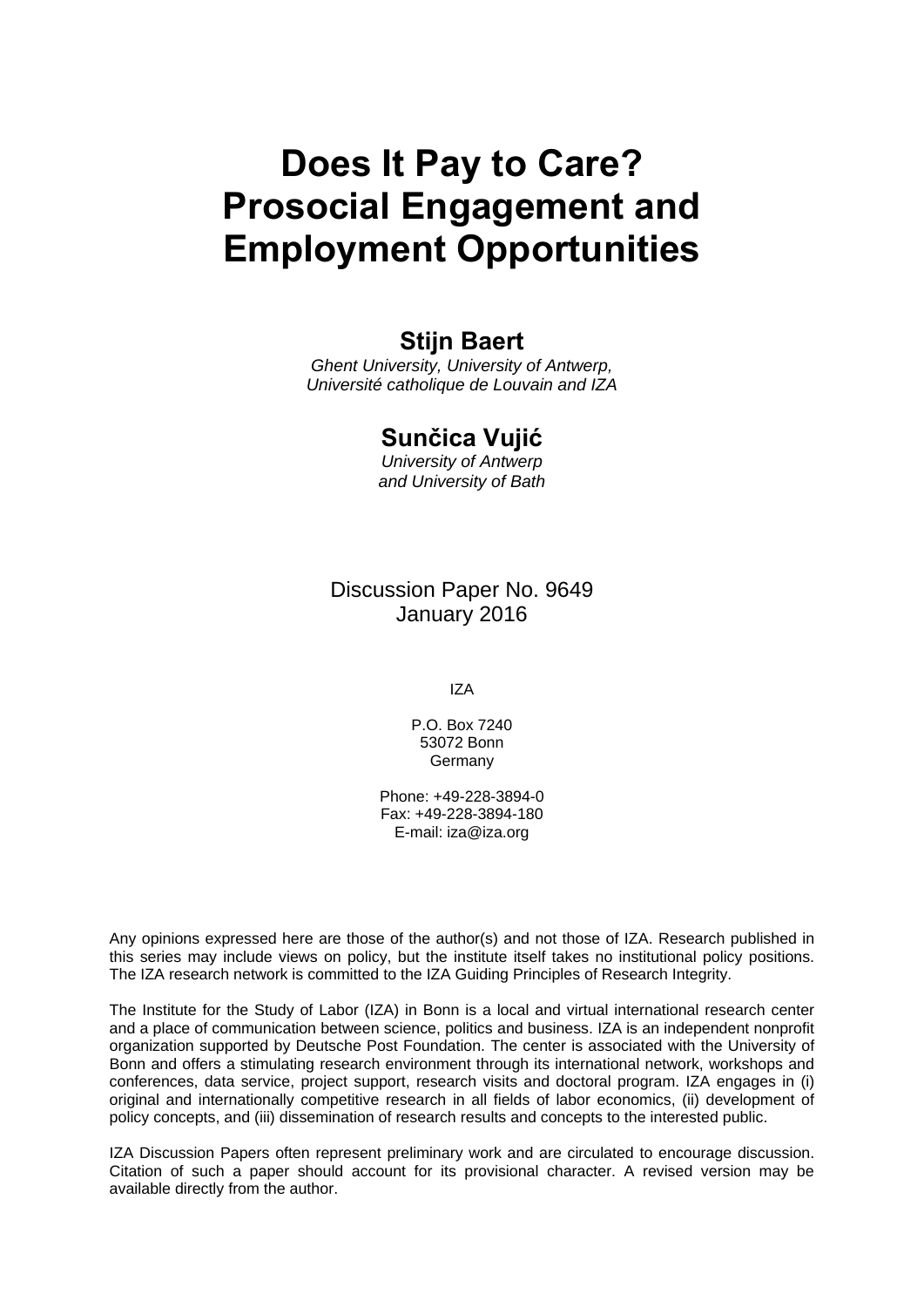# Does It Pay to Care? Prosocial Engagement and Employment Opportunities

**Stijn Baert**

*Ghent University, University of Antwerp, Université catholique de Louvain and IZA*

**Sunčica Vujić**

*University of Antwerp and University of Bath*

Discussion Paper No. 9649
January 2016

IZA

P.O. Box 7240
53072 Bonn
Germany

Phone: +49-228-3894-0
Fax: +49-228-3894-180
E-mail: iza@iza.org

Any opinions expressed here are those of the author(s) and not those of IZA. Research published in this series may include views on policy, but the institute itself takes no institutional policy positions. The IZA research network is committed to the IZA Guiding Principles of Research Integrity.

The Institute for the Study of Labor (IZA) in Bonn is a local and virtual international research center and a place of communication between science, politics and business. IZA is an independent nonprofit organization supported by Deutsche Post Foundation. The center is associated with the University of Bonn and offers a stimulating research environment through its international network, workshops and conferences, data service, project support, research visits and doctoral program. IZA engages in (i) original and internationally competitive research in all fields of labor economics, (ii) development of policy concepts, and (iii) dissemination of research results and concepts to the interested public.

IZA Discussion Papers often represent preliminary work and are circulated to encourage discussion. Citation of such a paper should account for its provisional character. A revised version may be available directly from the author.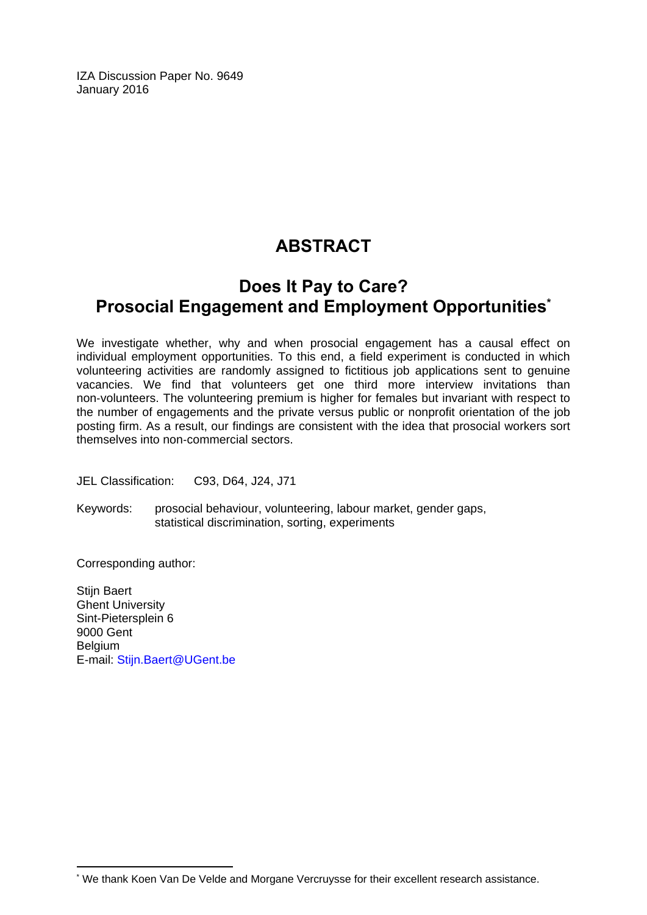IZA Discussion Paper No. 9649
January 2016

# ABSTRACT

## Does It Pay to Care? Prosocial Engagement and Employment Opportunities*

We investigate whether, why and when prosocial engagement has a causal effect on individual employment opportunities. To this end, a field experiment is conducted in which volunteering activities are randomly assigned to fictitious job applications sent to genuine vacancies. We find that volunteers get one third more interview invitations than non-volunteers. The volunteering premium is higher for females but invariant with respect to the number of engagements and the private versus public or nonprofit orientation of the job posting firm. As a result, our findings are consistent with the idea that prosocial workers sort themselves into non-commercial sectors.

JEL Classification: C93, D64, J24, J71

Keywords: prosocial behaviour, volunteering, labour market, gender gaps, statistical discrimination, sorting, experiments

Corresponding author:

Stijn Baert
Ghent University
Sint-Pietersplein 6
9000 Gent
Belgium
E-mail: Stijn.Baert@UGent.be

---

* We thank Koen Van De Velde and Morgane Vercruysse for their excellent research assistance.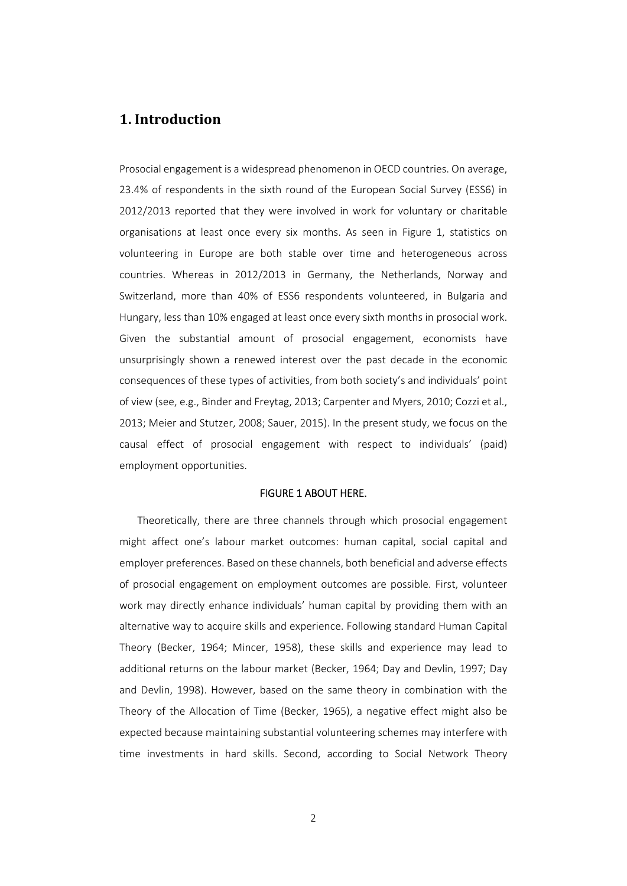## 1. Introduction

Prosocial engagement is a widespread phenomenon in OECD countries. On average, 23.4% of respondents in the sixth round of the European Social Survey (ESS6) in 2012/2013 reported that they were involved in work for voluntary or charitable organisations at least once every six months. As seen in Figure 1, statistics on volunteering in Europe are both stable over time and heterogeneous across countries. Whereas in 2012/2013 in Germany, the Netherlands, Norway and Switzerland, more than 40% of ESS6 respondents volunteered, in Bulgaria and Hungary, less than 10% engaged at least once every sixth months in prosocial work. Given the substantial amount of prosocial engagement, economists have unsurprisingly shown a renewed interest over the past decade in the economic consequences of these types of activities, from both society's and individuals' point of view (see, e.g., Binder and Freytag, 2013; Carpenter and Myers, 2010; Cozzi et al., 2013; Meier and Stutzer, 2008; Sauer, 2015). In the present study, we focus on the causal effect of prosocial engagement with respect to individuals' (paid) employment opportunities.

FIGURE 1 ABOUT HERE.

Theoretically, there are three channels through which prosocial engagement might affect one's labour market outcomes: human capital, social capital and employer preferences. Based on these channels, both beneficial and adverse effects of prosocial engagement on employment outcomes are possible. First, volunteer work may directly enhance individuals' human capital by providing them with an alternative way to acquire skills and experience. Following standard Human Capital Theory (Becker, 1964; Mincer, 1958), these skills and experience may lead to additional returns on the labour market (Becker, 1964; Day and Devlin, 1997; Day and Devlin, 1998). However, based on the same theory in combination with the Theory of the Allocation of Time (Becker, 1965), a negative effect might also be expected because maintaining substantial volunteering schemes may interfere with time investments in hard skills. Second, according to Social Network Theory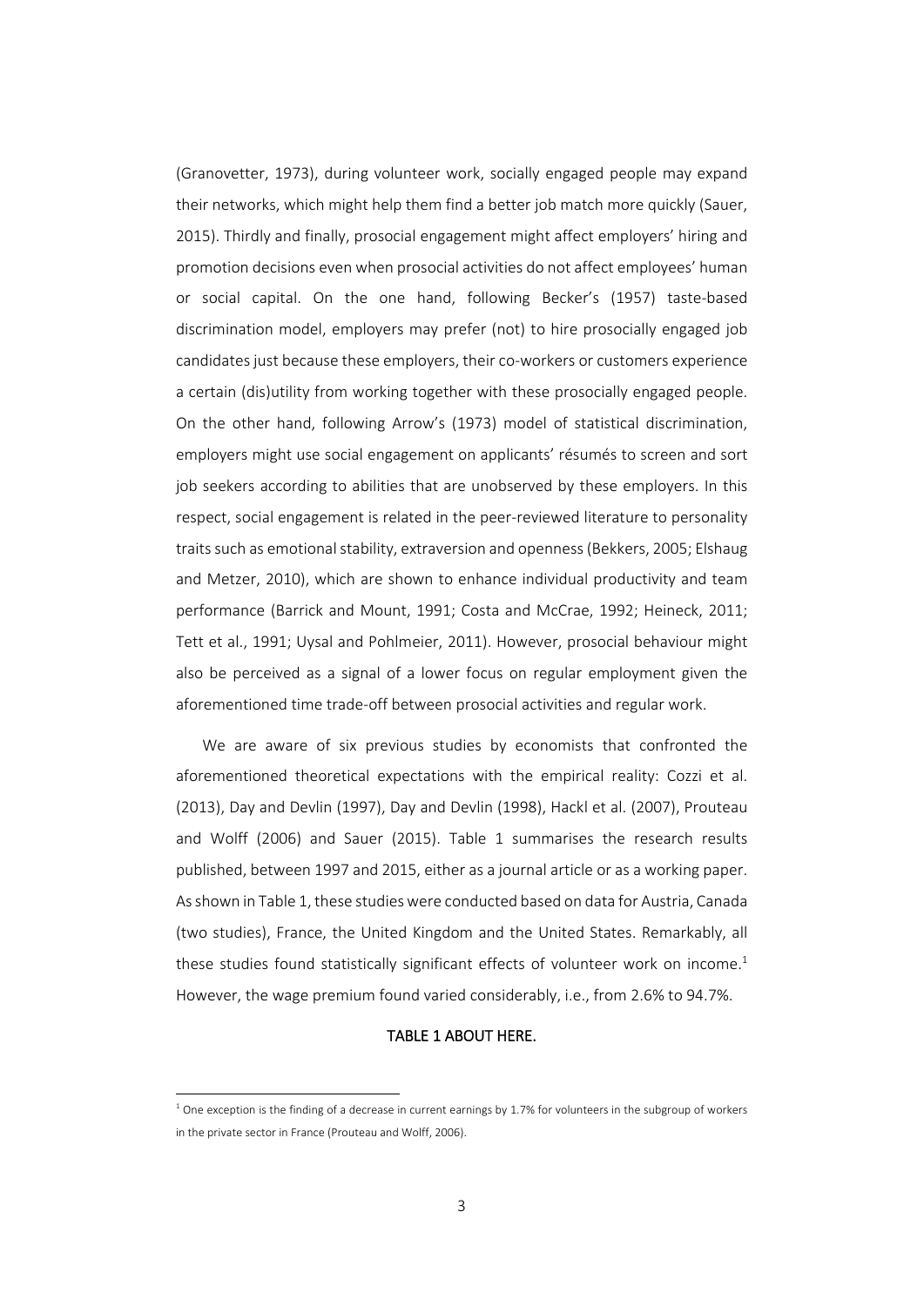(Granovetter, 1973), during volunteer work, socially engaged people may expand their networks, which might help them find a better job match more quickly (Sauer, 2015). Thirdly and finally, prosocial engagement might affect employers' hiring and promotion decisions even when prosocial activities do not affect employees' human or social capital. On the one hand, following Becker's (1957) taste-based discrimination model, employers may prefer (not) to hire prosocially engaged job candidates just because these employers, their co-workers or customers experience a certain (dis)utility from working together with these prosocially engaged people. On the other hand, following Arrow's (1973) model of statistical discrimination, employers might use social engagement on applicants' résumés to screen and sort job seekers according to abilities that are unobserved by these employers. In this respect, social engagement is related in the peer-reviewed literature to personality traits such as emotional stability, extraversion and openness (Bekkers, 2005; Elshaug and Metzer, 2010), which are shown to enhance individual productivity and team performance (Barrick and Mount, 1991; Costa and McCrae, 1992; Heineck, 2011; Tett et al., 1991; Uysal and Pohlmeier, 2011). However, prosocial behaviour might also be perceived as a signal of a lower focus on regular employment given the aforementioned time trade-off between prosocial activities and regular work.

We are aware of six previous studies by economists that confronted the aforementioned theoretical expectations with the empirical reality: Cozzi et al. (2013), Day and Devlin (1997), Day and Devlin (1998), Hackl et al. (2007), Prouteau and Wolff (2006) and Sauer (2015). Table 1 summarises the research results published, between 1997 and 2015, either as a journal article or as a working paper. As shown in Table 1, these studies were conducted based on data for Austria, Canada (two studies), France, the United Kingdom and the United States. Remarkably, all these studies found statistically significant effects of volunteer work on income.[1] However, the wage premium found varied considerably, i.e., from 2.6% to 94.7%.

**TABLE 1 ABOUT HERE.**

[1] One exception is the finding of a decrease in current earnings by 1.7% for volunteers in the subgroup of workers in the private sector in France (Prouteau and Wolff, 2006).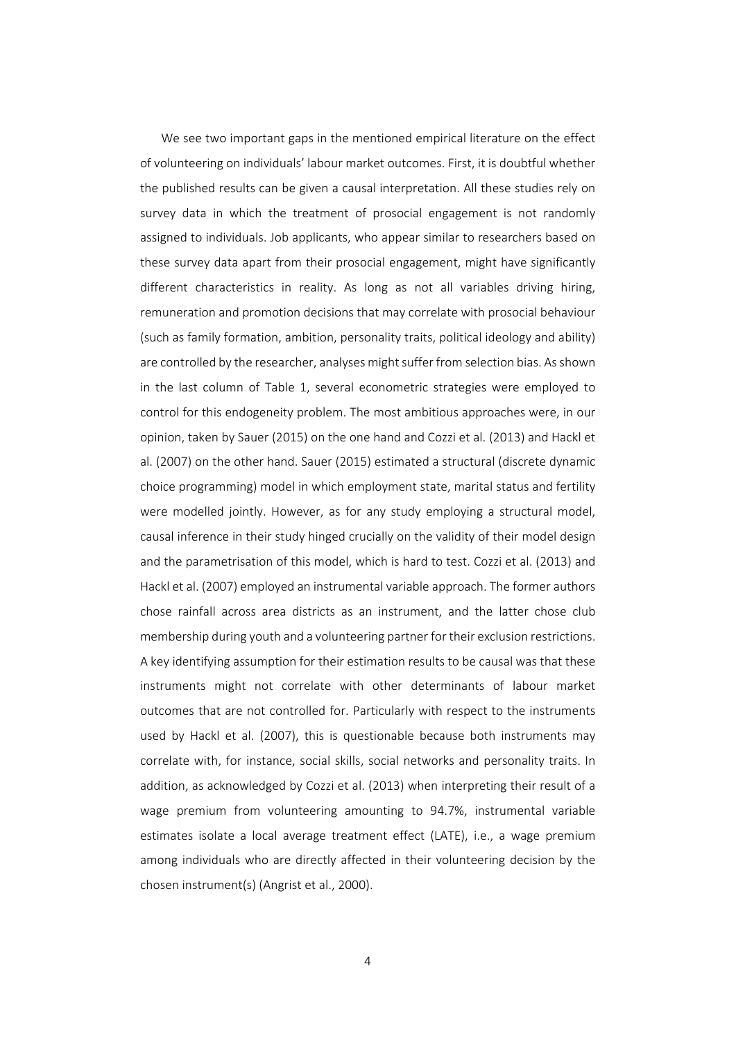We see two important gaps in the mentioned empirical literature on the effect of volunteering on individuals' labour market outcomes. First, it is doubtful whether the published results can be given a causal interpretation. All these studies rely on survey data in which the treatment of prosocial engagement is not randomly assigned to individuals. Job applicants, who appear similar to researchers based on these survey data apart from their prosocial engagement, might have significantly different characteristics in reality. As long as not all variables driving hiring, remuneration and promotion decisions that may correlate with prosocial behaviour (such as family formation, ambition, personality traits, political ideology and ability) are controlled by the researcher, analyses might suffer from selection bias. As shown in the last column of Table 1, several econometric strategies were employed to control for this endogeneity problem. The most ambitious approaches were, in our opinion, taken by Sauer (2015) on the one hand and Cozzi et al. (2013) and Hackl et al. (2007) on the other hand. Sauer (2015) estimated a structural (discrete dynamic choice programming) model in which employment state, marital status and fertility were modelled jointly. However, as for any study employing a structural model, causal inference in their study hinged crucially on the validity of their model design and the parametrisation of this model, which is hard to test. Cozzi et al. (2013) and Hackl et al. (2007) employed an instrumental variable approach. The former authors chose rainfall across area districts as an instrument, and the latter chose club membership during youth and a volunteering partner for their exclusion restrictions. A key identifying assumption for their estimation results to be causal was that these instruments might not correlate with other determinants of labour market outcomes that are not controlled for. Particularly with respect to the instruments used by Hackl et al. (2007), this is questionable because both instruments may correlate with, for instance, social skills, social networks and personality traits. In addition, as acknowledged by Cozzi et al. (2013) when interpreting their result of a wage premium from volunteering amounting to 94.7%, instrumental variable estimates isolate a local average treatment effect (LATE), i.e., a wage premium among individuals who are directly affected in their volunteering decision by the chosen instrument(s) (Angrist et al., 2000).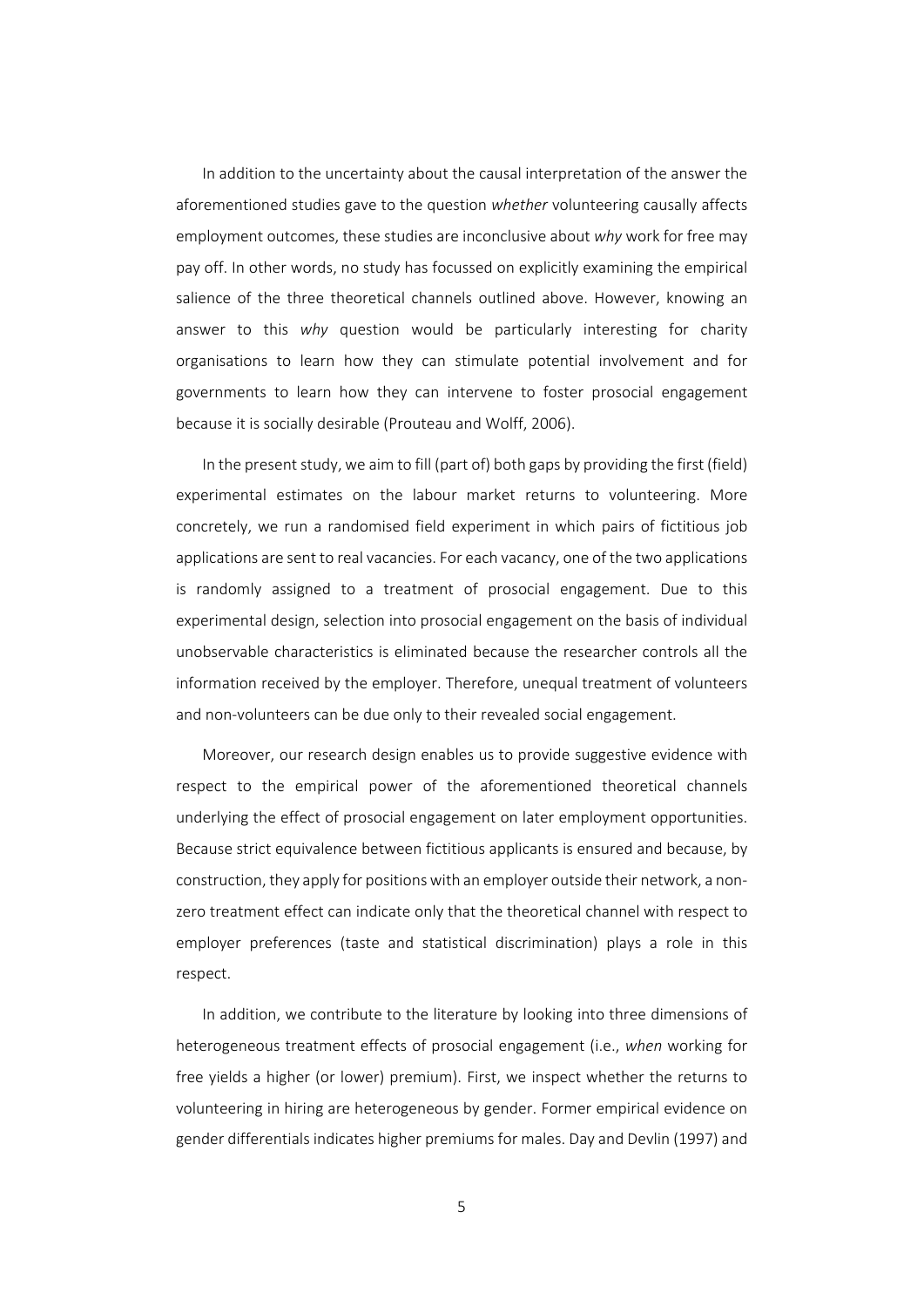In addition to the uncertainty about the causal interpretation of the answer the aforementioned studies gave to the question *whether* volunteering causally affects employment outcomes, these studies are inconclusive about *why* work for free may pay off. In other words, no study has focussed on explicitly examining the empirical salience of the three theoretical channels outlined above. However, knowing an answer to this *why* question would be particularly interesting for charity organisations to learn how they can stimulate potential involvement and for governments to learn how they can intervene to foster prosocial engagement because it is socially desirable (Prouteau and Wolff, 2006).

In the present study, we aim to fill (part of) both gaps by providing the first (field) experimental estimates on the labour market returns to volunteering. More concretely, we run a randomised field experiment in which pairs of fictitious job applications are sent to real vacancies. For each vacancy, one of the two applications is randomly assigned to a treatment of prosocial engagement. Due to this experimental design, selection into prosocial engagement on the basis of individual unobservable characteristics is eliminated because the researcher controls all the information received by the employer. Therefore, unequal treatment of volunteers and non-volunteers can be due only to their revealed social engagement.

Moreover, our research design enables us to provide suggestive evidence with respect to the empirical power of the aforementioned theoretical channels underlying the effect of prosocial engagement on later employment opportunities. Because strict equivalence between fictitious applicants is ensured and because, by construction, they apply for positions with an employer outside their network, a non-zero treatment effect can indicate only that the theoretical channel with respect to employer preferences (taste and statistical discrimination) plays a role in this respect.

In addition, we contribute to the literature by looking into three dimensions of heterogeneous treatment effects of prosocial engagement (i.e., *when* working for free yields a higher (or lower) premium). First, we inspect whether the returns to volunteering in hiring are heterogeneous by gender. Former empirical evidence on gender differentials indicates higher premiums for males. Day and Devlin (1997) and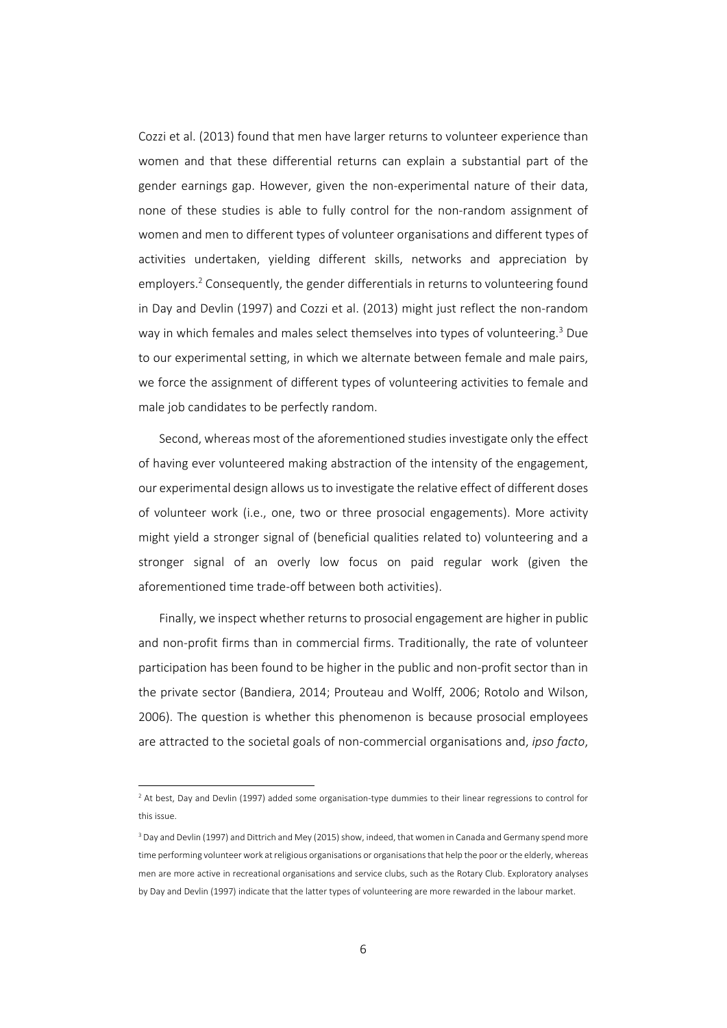Cozzi et al. (2013) found that men have larger returns to volunteer experience than women and that these differential returns can explain a substantial part of the gender earnings gap. However, given the non-experimental nature of their data, none of these studies is able to fully control for the non-random assignment of women and men to different types of volunteer organisations and different types of activities undertaken, yielding different skills, networks and appreciation by employers.[2] Consequently, the gender differentials in returns to volunteering found in Day and Devlin (1997) and Cozzi et al. (2013) might just reflect the non-random way in which females and males select themselves into types of volunteering.[3] Due to our experimental setting, in which we alternate between female and male pairs, we force the assignment of different types of volunteering activities to female and male job candidates to be perfectly random.

Second, whereas most of the aforementioned studies investigate only the effect of having ever volunteered making abstraction of the intensity of the engagement, our experimental design allows us to investigate the relative effect of different doses of volunteer work (i.e., one, two or three prosocial engagements). More activity might yield a stronger signal of (beneficial qualities related to) volunteering and a stronger signal of an overly low focus on paid regular work (given the aforementioned time trade-off between both activities).

Finally, we inspect whether returns to prosocial engagement are higher in public and non-profit firms than in commercial firms. Traditionally, the rate of volunteer participation has been found to be higher in the public and non-profit sector than in the private sector (Bandiera, 2014; Prouteau and Wolff, 2006; Rotolo and Wilson, 2006). The question is whether this phenomenon is because prosocial employees are attracted to the societal goals of non-commercial organisations and, *ipso facto*,

---

[2] At best, Day and Devlin (1997) added some organisation-type dummies to their linear regressions to control for this issue.

[3] Day and Devlin (1997) and Dittrich and Mey (2015) show, indeed, that women in Canada and Germany spend more time performing volunteer work at religious organisations or organisations that help the poor or the elderly, whereas men are more active in recreational organisations and service clubs, such as the Rotary Club. Exploratory analyses by Day and Devlin (1997) indicate that the latter types of volunteering are more rewarded in the labour market.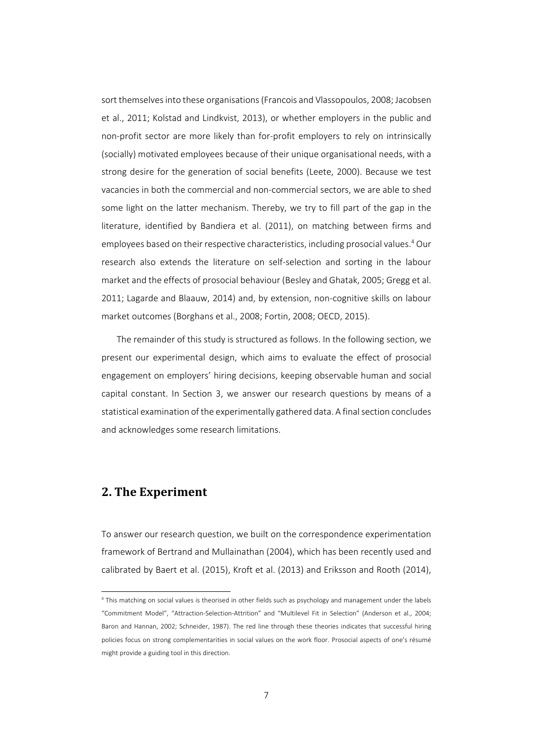sort themselves into these organisations (Francois and Vlassopoulos, 2008; Jacobsen et al., 2011; Kolstad and Lindkvist, 2013), or whether employers in the public and non-profit sector are more likely than for-profit employers to rely on intrinsically (socially) motivated employees because of their unique organisational needs, with a strong desire for the generation of social benefits (Leete, 2000). Because we test vacancies in both the commercial and non-commercial sectors, we are able to shed some light on the latter mechanism. Thereby, we try to fill part of the gap in the literature, identified by Bandiera et al. (2011), on matching between firms and employees based on their respective characteristics, including prosocial values.[4] Our research also extends the literature on self-selection and sorting in the labour market and the effects of prosocial behaviour (Besley and Ghatak, 2005; Gregg et al. 2011; Lagarde and Blaauw, 2014) and, by extension, non-cognitive skills on labour market outcomes (Borghans et al., 2008; Fortin, 2008; OECD, 2015).

The remainder of this study is structured as follows. In the following section, we present our experimental design, which aims to evaluate the effect of prosocial engagement on employers' hiring decisions, keeping observable human and social capital constant. In Section 3, we answer our research questions by means of a statistical examination of the experimentally gathered data. A final section concludes and acknowledges some research limitations.

## 2. The Experiment

To answer our research question, we built on the correspondence experimentation framework of Bertrand and Mullainathan (2004), which has been recently used and calibrated by Baert et al. (2015), Kroft et al. (2013) and Eriksson and Rooth (2014),

[4] This matching on social values is theorised in other fields such as psychology and management under the labels "Commitment Model", "Attraction-Selection-Attrition" and "Multilevel Fit in Selection" (Anderson et al., 2004; Baron and Hannan, 2002; Schneider, 1987). The red line through these theories indicates that successful hiring policies focus on strong complementarities in social values on the work floor. Prosocial aspects of one's résumé might provide a guiding tool in this direction.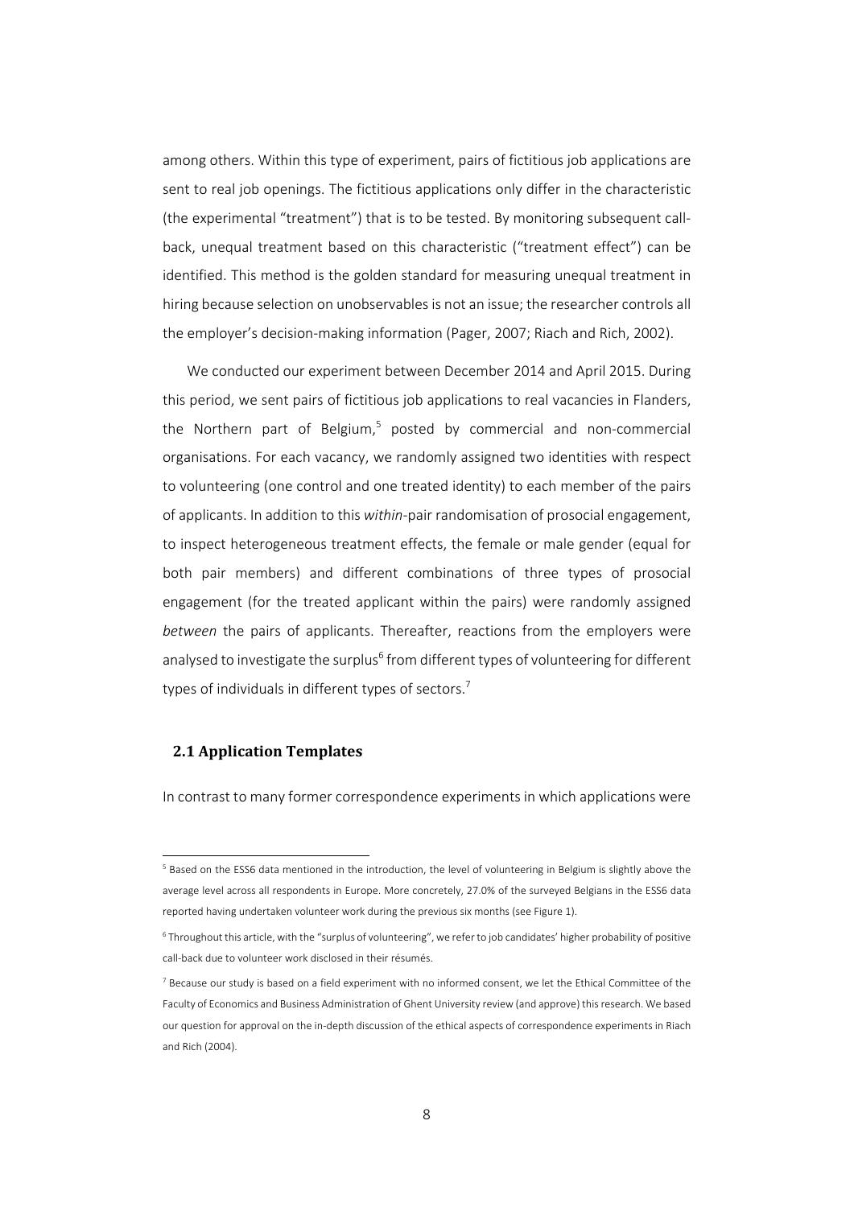among others. Within this type of experiment, pairs of fictitious job applications are sent to real job openings. The fictitious applications only differ in the characteristic (the experimental "treatment") that is to be tested. By monitoring subsequent call-back, unequal treatment based on this characteristic ("treatment effect") can be identified. This method is the golden standard for measuring unequal treatment in hiring because selection on unobservables is not an issue; the researcher controls all the employer's decision-making information (Pager, 2007; Riach and Rich, 2002).

We conducted our experiment between December 2014 and April 2015. During this period, we sent pairs of fictitious job applications to real vacancies in Flanders, the Northern part of Belgium,[5] posted by commercial and non-commercial organisations. For each vacancy, we randomly assigned two identities with respect to volunteering (one control and one treated identity) to each member of the pairs of applicants. In addition to this *within*-pair randomisation of prosocial engagement, to inspect heterogeneous treatment effects, the female or male gender (equal for both pair members) and different combinations of three types of prosocial engagement (for the treated applicant within the pairs) were randomly assigned *between* the pairs of applicants. Thereafter, reactions from the employers were analysed to investigate the surplus[6] from different types of volunteering for different types of individuals in different types of sectors.[7]

## 2.1 Application Templates

In contrast to many former correspondence experiments in which applications were

[5] Based on the ESS6 data mentioned in the introduction, the level of volunteering in Belgium is slightly above the average level across all respondents in Europe. More concretely, 27.0% of the surveyed Belgians in the ESS6 data reported having undertaken volunteer work during the previous six months (see Figure 1).

[6] Throughout this article, with the "surplus of volunteering", we refer to job candidates' higher probability of positive call-back due to volunteer work disclosed in their résumés.

[7] Because our study is based on a field experiment with no informed consent, we let the Ethical Committee of the Faculty of Economics and Business Administration of Ghent University review (and approve) this research. We based our question for approval on the in-depth discussion of the ethical aspects of correspondence experiments in Riach and Rich (2004).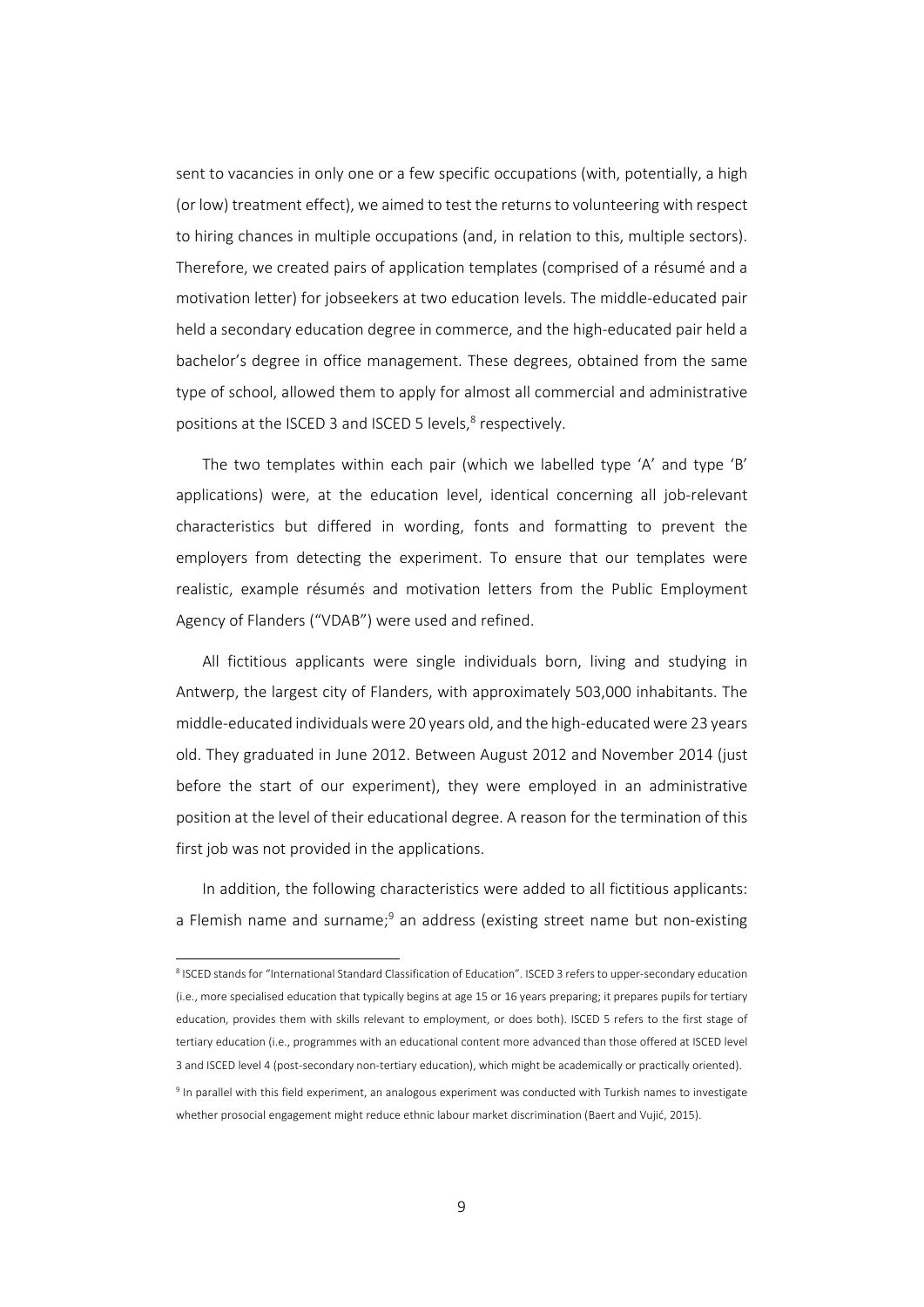sent to vacancies in only one or a few specific occupations (with, potentially, a high (or low) treatment effect), we aimed to test the returns to volunteering with respect to hiring chances in multiple occupations (and, in relation to this, multiple sectors). Therefore, we created pairs of application templates (comprised of a résumé and a motivation letter) for jobseekers at two education levels. The middle-educated pair held a secondary education degree in commerce, and the high-educated pair held a bachelor's degree in office management. These degrees, obtained from the same type of school, allowed them to apply for almost all commercial and administrative positions at the ISCED 3 and ISCED 5 levels,[8] respectively.

The two templates within each pair (which we labelled type 'A' and type 'B' applications) were, at the education level, identical concerning all job-relevant characteristics but differed in wording, fonts and formatting to prevent the employers from detecting the experiment. To ensure that our templates were realistic, example résumés and motivation letters from the Public Employment Agency of Flanders ("VDAB") were used and refined.

All fictitious applicants were single individuals born, living and studying in Antwerp, the largest city of Flanders, with approximately 503,000 inhabitants. The middle-educated individuals were 20 years old, and the high-educated were 23 years old. They graduated in June 2012. Between August 2012 and November 2014 (just before the start of our experiment), they were employed in an administrative position at the level of their educational degree. A reason for the termination of this first job was not provided in the applications.

In addition, the following characteristics were added to all fictitious applicants: a Flemish name and surname;[9] an address (existing street name but non-existing

[8] ISCED stands for "International Standard Classification of Education". ISCED 3 refers to upper-secondary education (i.e., more specialised education that typically begins at age 15 or 16 years preparing; it prepares pupils for tertiary education, provides them with skills relevant to employment, or does both). ISCED 5 refers to the first stage of tertiary education (i.e., programmes with an educational content more advanced than those offered at ISCED level 3 and ISCED level 4 (post-secondary non-tertiary education), which might be academically or practically oriented).

[9] In parallel with this field experiment, an analogous experiment was conducted with Turkish names to investigate whether prosocial engagement might reduce ethnic labour market discrimination (Baert and Vujić, 2015).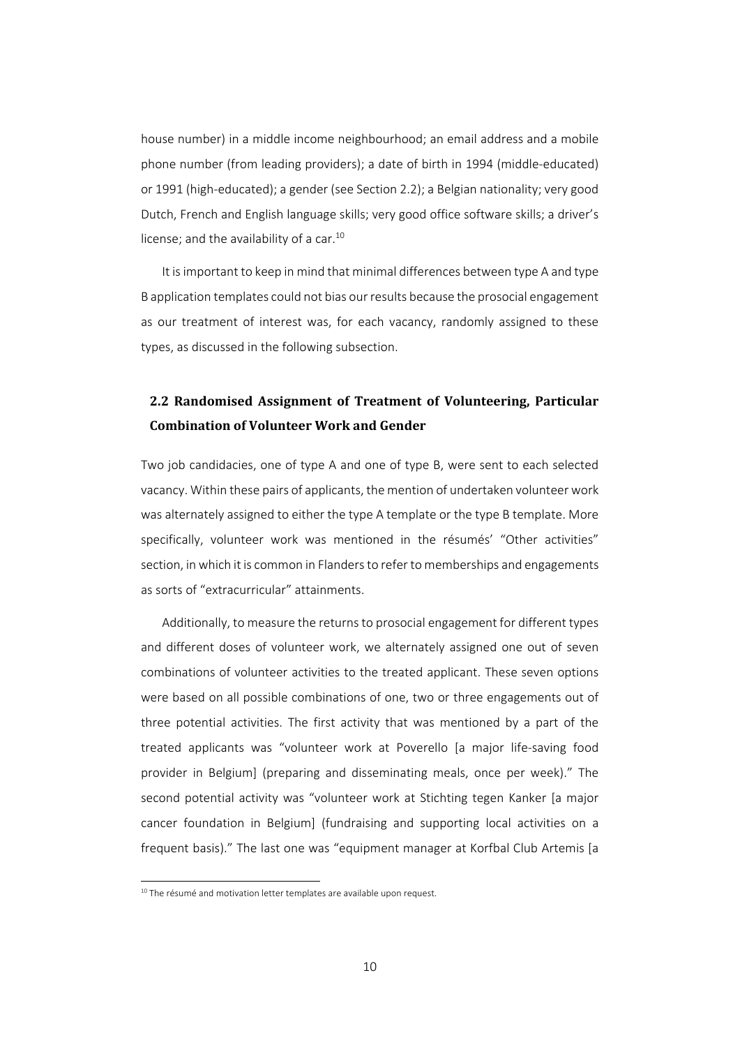house number) in a middle income neighbourhood; an email address and a mobile phone number (from leading providers); a date of birth in 1994 (middle-educated) or 1991 (high-educated); a gender (see Section 2.2); a Belgian nationality; very good Dutch, French and English language skills; very good office software skills; a driver's license; and the availability of a car.[10]

It is important to keep in mind that minimal differences between type A and type B application templates could not bias our results because the prosocial engagement as our treatment of interest was, for each vacancy, randomly assigned to these types, as discussed in the following subsection.

## 2.2 Randomised Assignment of Treatment of Volunteering, Particular Combination of Volunteer Work and Gender

Two job candidacies, one of type A and one of type B, were sent to each selected vacancy. Within these pairs of applicants, the mention of undertaken volunteer work was alternately assigned to either the type A template or the type B template. More specifically, volunteer work was mentioned in the résumés' "Other activities" section, in which it is common in Flanders to refer to memberships and engagements as sorts of "extracurricular" attainments.

Additionally, to measure the returns to prosocial engagement for different types and different doses of volunteer work, we alternately assigned one out of seven combinations of volunteer activities to the treated applicant. These seven options were based on all possible combinations of one, two or three engagements out of three potential activities. The first activity that was mentioned by a part of the treated applicants was "volunteer work at Poverello [a major life-saving food provider in Belgium] (preparing and disseminating meals, once per week)." The second potential activity was "volunteer work at Stichting tegen Kanker [a major cancer foundation in Belgium] (fundraising and supporting local activities on a frequent basis)." The last one was "equipment manager at Korfbal Club Artemis [a

[10] The résumé and motivation letter templates are available upon request.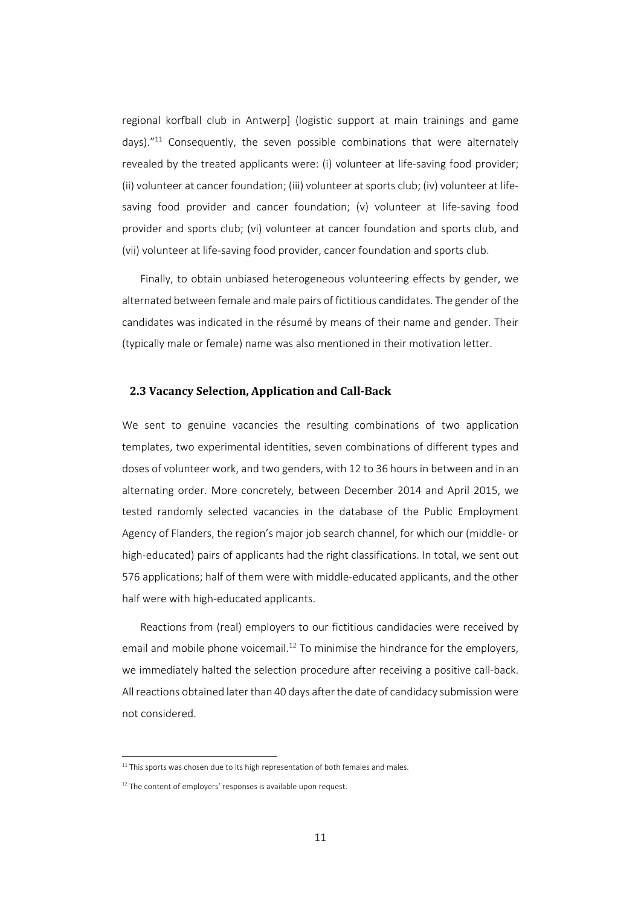regional korfball club in Antwerp] (logistic support at main trainings and game days)."[11] Consequently, the seven possible combinations that were alternately revealed by the treated applicants were: (i) volunteer at life-saving food provider; (ii) volunteer at cancer foundation; (iii) volunteer at sports club; (iv) volunteer at life-saving food provider and cancer foundation; (v) volunteer at life-saving food provider and sports club; (vi) volunteer at cancer foundation and sports club, and (vii) volunteer at life-saving food provider, cancer foundation and sports club.

Finally, to obtain unbiased heterogeneous volunteering effects by gender, we alternated between female and male pairs of fictitious candidates. The gender of the candidates was indicated in the résumé by means of their name and gender. Their (typically male or female) name was also mentioned in their motivation letter.

### 2.3 Vacancy Selection, Application and Call-Back

We sent to genuine vacancies the resulting combinations of two application templates, two experimental identities, seven combinations of different types and doses of volunteer work, and two genders, with 12 to 36 hours in between and in an alternating order. More concretely, between December 2014 and April 2015, we tested randomly selected vacancies in the database of the Public Employment Agency of Flanders, the region's major job search channel, for which our (middle- or high-educated) pairs of applicants had the right classifications. In total, we sent out 576 applications; half of them were with middle-educated applicants, and the other half were with high-educated applicants.

Reactions from (real) employers to our fictitious candidacies were received by email and mobile phone voicemail.[12] To minimise the hindrance for the employers, we immediately halted the selection procedure after receiving a positive call-back. All reactions obtained later than 40 days after the date of candidacy submission were not considered.

---

[11] This sports was chosen due to its high representation of both females and males.

[12] The content of employers' responses is available upon request.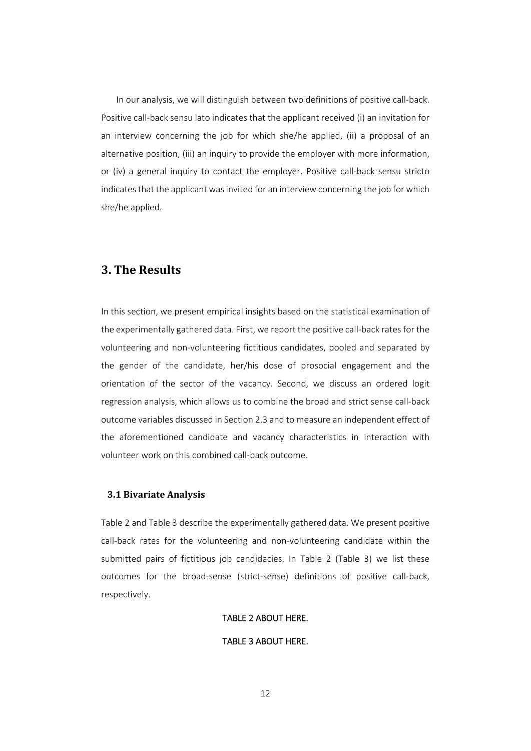In our analysis, we will distinguish between two definitions of positive call-back. Positive call-back sensu lato indicates that the applicant received (i) an invitation for an interview concerning the job for which she/he applied, (ii) a proposal of an alternative position, (iii) an inquiry to provide the employer with more information, or (iv) a general inquiry to contact the employer. Positive call-back sensu stricto indicates that the applicant was invited for an interview concerning the job for which she/he applied.

## 3. The Results

In this section, we present empirical insights based on the statistical examination of the experimentally gathered data. First, we report the positive call-back rates for the volunteering and non-volunteering fictitious candidates, pooled and separated by the gender of the candidate, her/his dose of prosocial engagement and the orientation of the sector of the vacancy. Second, we discuss an ordered logit regression analysis, which allows us to combine the broad and strict sense call-back outcome variables discussed in Section 2.3 and to measure an independent effect of the aforementioned candidate and vacancy characteristics in interaction with volunteer work on this combined call-back outcome.

### 3.1 Bivariate Analysis

Table 2 and Table 3 describe the experimentally gathered data. We present positive call-back rates for the volunteering and non-volunteering candidate within the submitted pairs of fictitious job candidacies. In Table 2 (Table 3) we list these outcomes for the broad-sense (strict-sense) definitions of positive call-back, respectively.

TABLE 2 ABOUT HERE.

TABLE 3 ABOUT HERE.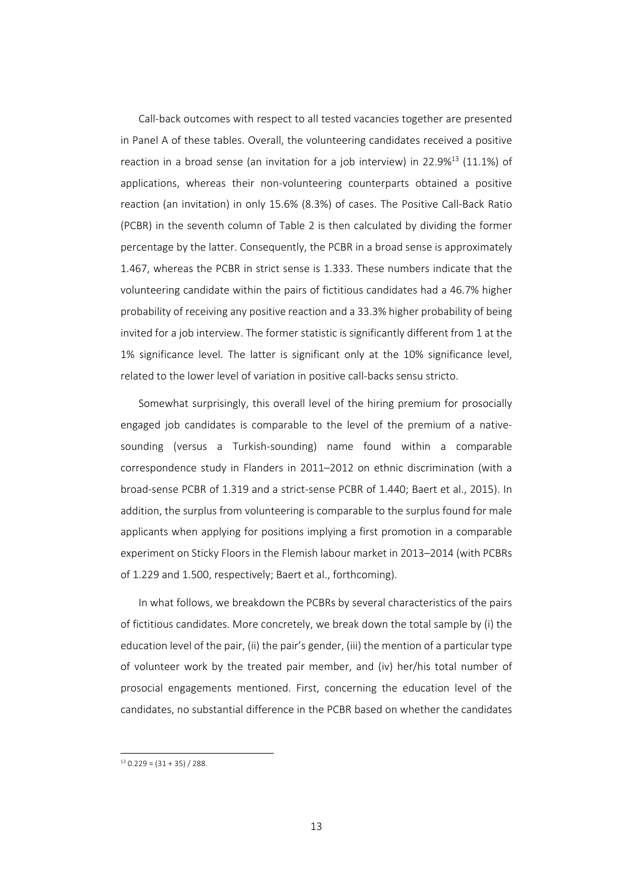Call-back outcomes with respect to all tested vacancies together are presented in Panel A of these tables. Overall, the volunteering candidates received a positive reaction in a broad sense (an invitation for a job interview) in 22.9%[13] (11.1%) of applications, whereas their non-volunteering counterparts obtained a positive reaction (an invitation) in only 15.6% (8.3%) of cases. The Positive Call-Back Ratio (PCBR) in the seventh column of Table 2 is then calculated by dividing the former percentage by the latter. Consequently, the PCBR in a broad sense is approximately 1.467, whereas the PCBR in strict sense is 1.333. These numbers indicate that the volunteering candidate within the pairs of fictitious candidates had a 46.7% higher probability of receiving any positive reaction and a 33.3% higher probability of being invited for a job interview. The former statistic is significantly different from 1 at the 1% significance level. The latter is significant only at the 10% significance level, related to the lower level of variation in positive call-backs sensu stricto.

Somewhat surprisingly, this overall level of the hiring premium for prosocially engaged job candidates is comparable to the level of the premium of a native-sounding (versus a Turkish-sounding) name found within a comparable correspondence study in Flanders in 2011–2012 on ethnic discrimination (with a broad-sense PCBR of 1.319 and a strict-sense PCBR of 1.440; Baert et al., 2015). In addition, the surplus from volunteering is comparable to the surplus found for male applicants when applying for positions implying a first promotion in a comparable experiment on Sticky Floors in the Flemish labour market in 2013–2014 (with PCBRs of 1.229 and 1.500, respectively; Baert et al., forthcoming).

In what follows, we breakdown the PCBRs by several characteristics of the pairs of fictitious candidates. More concretely, we break down the total sample by (i) the education level of the pair, (ii) the pair's gender, (iii) the mention of a particular type of volunteer work by the treated pair member, and (iv) her/his total number of prosocial engagements mentioned. First, concerning the education level of the candidates, no substantial difference in the PCBR based on whether the candidates

[13] 0.229 = (31 + 35) / 288.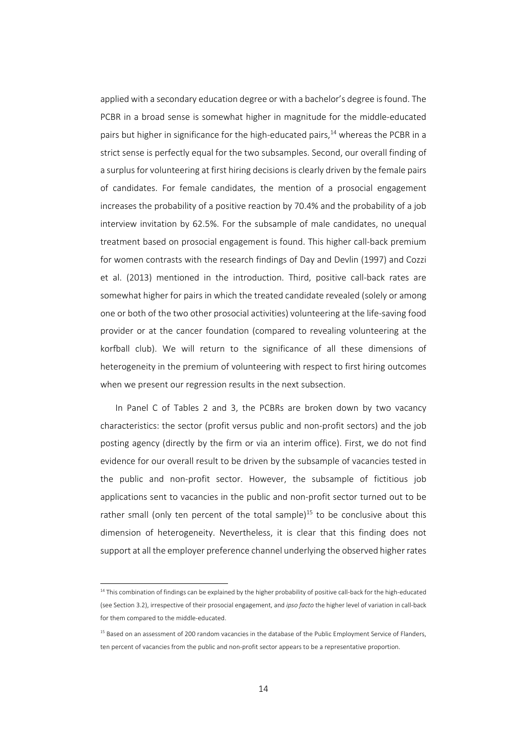applied with a secondary education degree or with a bachelor's degree is found. The PCBR in a broad sense is somewhat higher in magnitude for the middle-educated pairs but higher in significance for the high-educated pairs,[14] whereas the PCBR in a strict sense is perfectly equal for the two subsamples. Second, our overall finding of a surplus for volunteering at first hiring decisions is clearly driven by the female pairs of candidates. For female candidates, the mention of a prosocial engagement increases the probability of a positive reaction by 70.4% and the probability of a job interview invitation by 62.5%. For the subsample of male candidates, no unequal treatment based on prosocial engagement is found. This higher call-back premium for women contrasts with the research findings of Day and Devlin (1997) and Cozzi et al. (2013) mentioned in the introduction. Third, positive call-back rates are somewhat higher for pairs in which the treated candidate revealed (solely or among one or both of the two other prosocial activities) volunteering at the life-saving food provider or at the cancer foundation (compared to revealing volunteering at the korfball club). We will return to the significance of all these dimensions of heterogeneity in the premium of volunteering with respect to first hiring outcomes when we present our regression results in the next subsection.

In Panel C of Tables 2 and 3, the PCBRs are broken down by two vacancy characteristics: the sector (profit versus public and non-profit sectors) and the job posting agency (directly by the firm or via an interim office). First, we do not find evidence for our overall result to be driven by the subsample of vacancies tested in the public and non-profit sector. However, the subsample of fictitious job applications sent to vacancies in the public and non-profit sector turned out to be rather small (only ten percent of the total sample)[15] to be conclusive about this dimension of heterogeneity. Nevertheless, it is clear that this finding does not support at all the employer preference channel underlying the observed higher rates

[14] This combination of findings can be explained by the higher probability of positive call-back for the high-educated (see Section 3.2), irrespective of their prosocial engagement, and *ipso facto* the higher level of variation in call-back for them compared to the middle-educated.

[15] Based on an assessment of 200 random vacancies in the database of the Public Employment Service of Flanders, ten percent of vacancies from the public and non-profit sector appears to be a representative proportion.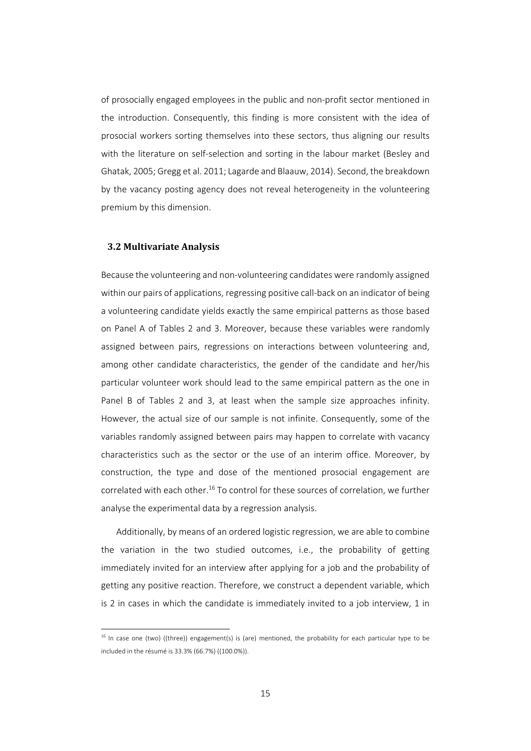of prosocially engaged employees in the public and non-profit sector mentioned in the introduction. Consequently, this finding is more consistent with the idea of prosocial workers sorting themselves into these sectors, thus aligning our results with the literature on self-selection and sorting in the labour market (Besley and Ghatak, 2005; Gregg et al. 2011; Lagarde and Blaauw, 2014). Second, the breakdown by the vacancy posting agency does not reveal heterogeneity in the volunteering premium by this dimension.

### 3.2 Multivariate Analysis

Because the volunteering and non-volunteering candidates were randomly assigned within our pairs of applications, regressing positive call-back on an indicator of being a volunteering candidate yields exactly the same empirical patterns as those based on Panel A of Tables 2 and 3. Moreover, because these variables were randomly assigned between pairs, regressions on interactions between volunteering and, among other candidate characteristics, the gender of the candidate and her/his particular volunteer work should lead to the same empirical pattern as the one in Panel B of Tables 2 and 3, at least when the sample size approaches infinity. However, the actual size of our sample is not infinite. Consequently, some of the variables randomly assigned between pairs may happen to correlate with vacancy characteristics such as the sector or the use of an interim office. Moreover, by construction, the type and dose of the mentioned prosocial engagement are correlated with each other.[16] To control for these sources of correlation, we further analyse the experimental data by a regression analysis.

Additionally, by means of an ordered logistic regression, we are able to combine the variation in the two studied outcomes, i.e., the probability of getting immediately invited for an interview after applying for a job and the probability of getting any positive reaction. Therefore, we construct a dependent variable, which is 2 in cases in which the candidate is immediately invited to a job interview, 1 in

[16] In case one (two) ((three)) engagement(s) is (are) mentioned, the probability for each particular type to be included in the résumé is 33.3% (66.7%) ((100.0%)).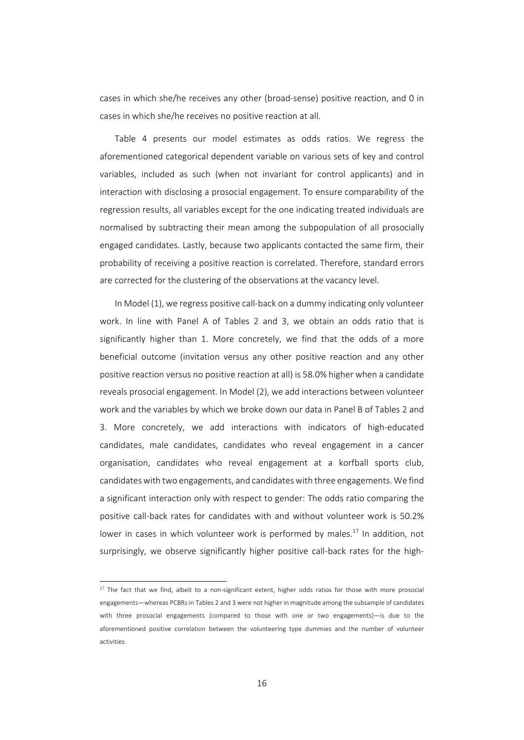cases in which she/he receives any other (broad-sense) positive reaction, and 0 in cases in which she/he receives no positive reaction at all.

Table 4 presents our model estimates as odds ratios. We regress the aforementioned categorical dependent variable on various sets of key and control variables, included as such (when not invariant for control applicants) and in interaction with disclosing a prosocial engagement. To ensure comparability of the regression results, all variables except for the one indicating treated individuals are normalised by subtracting their mean among the subpopulation of all prosocially engaged candidates. Lastly, because two applicants contacted the same firm, their probability of receiving a positive reaction is correlated. Therefore, standard errors are corrected for the clustering of the observations at the vacancy level.

In Model (1), we regress positive call-back on a dummy indicating only volunteer work. In line with Panel A of Tables 2 and 3, we obtain an odds ratio that is significantly higher than 1. More concretely, we find that the odds of a more beneficial outcome (invitation versus any other positive reaction and any other positive reaction versus no positive reaction at all) is 58.0% higher when a candidate reveals prosocial engagement. In Model (2), we add interactions between volunteer work and the variables by which we broke down our data in Panel B of Tables 2 and 3. More concretely, we add interactions with indicators of high-educated candidates, male candidates, candidates who reveal engagement in a cancer organisation, candidates who reveal engagement at a korfball sports club, candidates with two engagements, and candidates with three engagements. We find a significant interaction only with respect to gender: The odds ratio comparing the positive call-back rates for candidates with and without volunteer work is 50.2% lower in cases in which volunteer work is performed by males.[17] In addition, not surprisingly, we observe significantly higher positive call-back rates for the high-

[17] The fact that we find, albeit to a non-significant extent, higher odds ratios for those with more prosocial engagements—whereas PCBRs in Tables 2 and 3 were not higher in magnitude among the subsample of candidates with three prosocial engagements (compared to those with one or two engagements)—is due to the aforementioned positive correlation between the volunteering type dummies and the number of volunteer activities.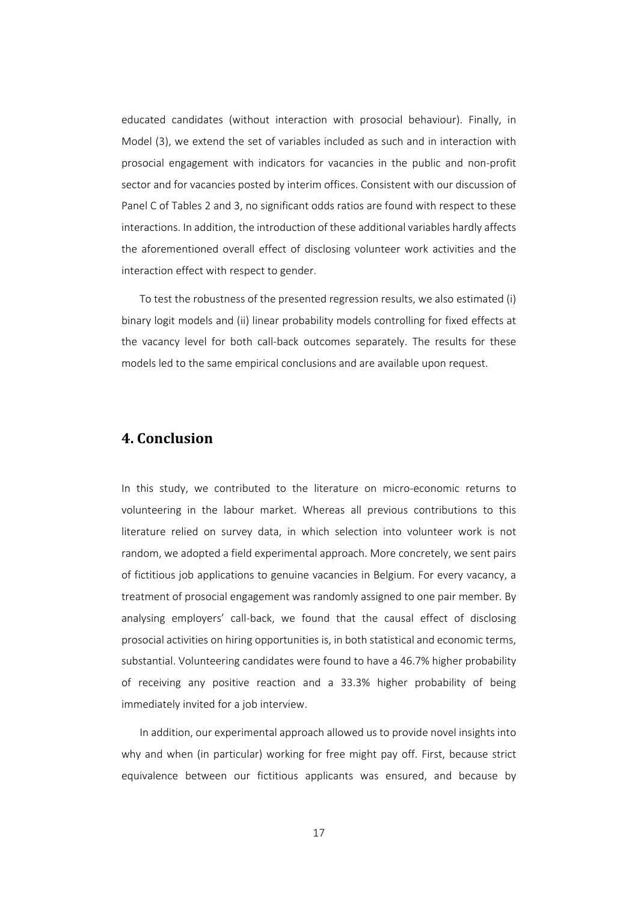educated candidates (without interaction with prosocial behaviour). Finally, in Model (3), we extend the set of variables included as such and in interaction with prosocial engagement with indicators for vacancies in the public and non-profit sector and for vacancies posted by interim offices. Consistent with our discussion of Panel C of Tables 2 and 3, no significant odds ratios are found with respect to these interactions. In addition, the introduction of these additional variables hardly affects the aforementioned overall effect of disclosing volunteer work activities and the interaction effect with respect to gender.

To test the robustness of the presented regression results, we also estimated (i) binary logit models and (ii) linear probability models controlling for fixed effects at the vacancy level for both call-back outcomes separately. The results for these models led to the same empirical conclusions and are available upon request.

## 4. Conclusion

In this study, we contributed to the literature on micro-economic returns to volunteering in the labour market. Whereas all previous contributions to this literature relied on survey data, in which selection into volunteer work is not random, we adopted a field experimental approach. More concretely, we sent pairs of fictitious job applications to genuine vacancies in Belgium. For every vacancy, a treatment of prosocial engagement was randomly assigned to one pair member. By analysing employers' call-back, we found that the causal effect of disclosing prosocial activities on hiring opportunities is, in both statistical and economic terms, substantial. Volunteering candidates were found to have a 46.7% higher probability of receiving any positive reaction and a 33.3% higher probability of being immediately invited for a job interview.

In addition, our experimental approach allowed us to provide novel insights into why and when (in particular) working for free might pay off. First, because strict equivalence between our fictitious applicants was ensured, and because by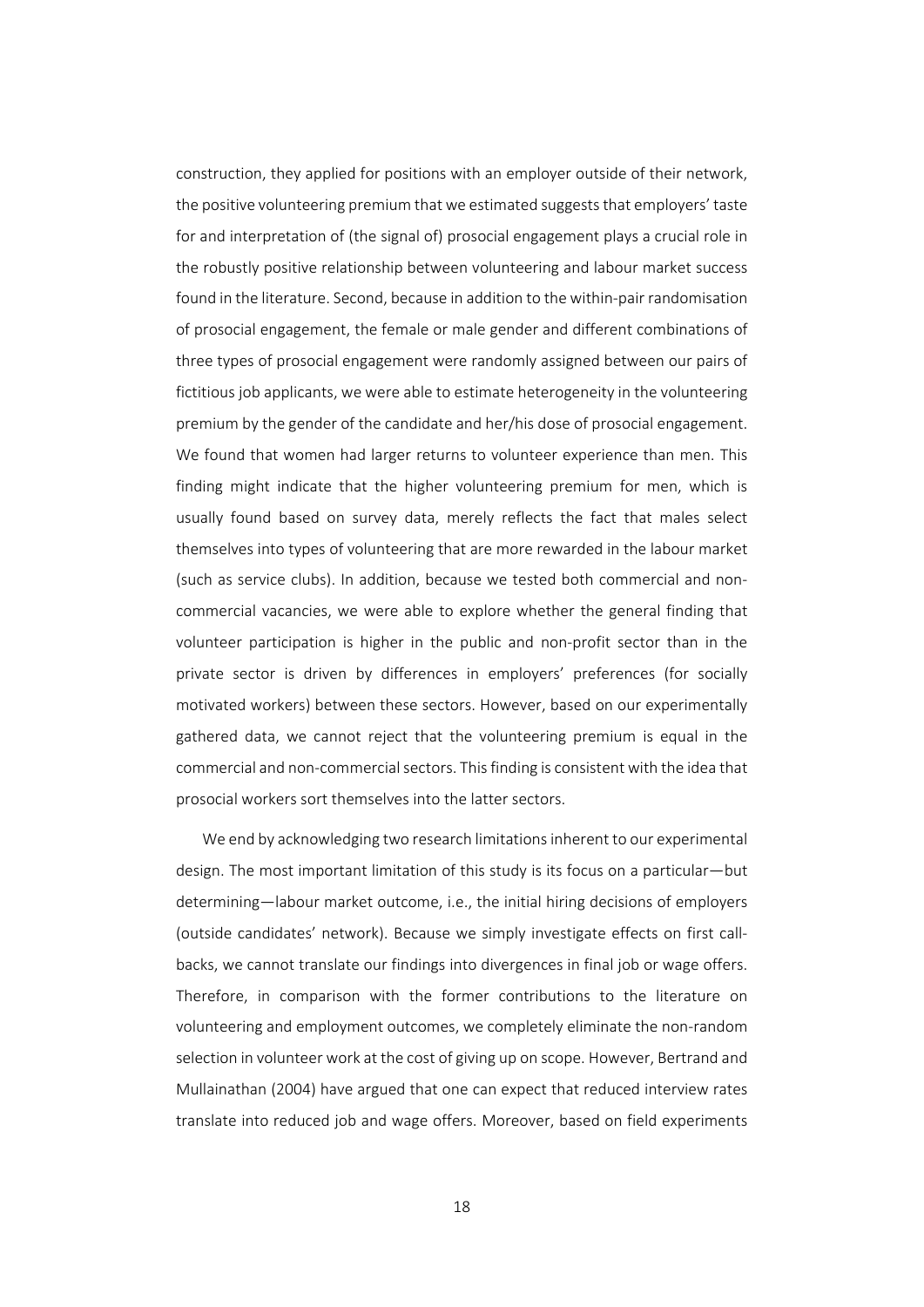construction, they applied for positions with an employer outside of their network, the positive volunteering premium that we estimated suggests that employers' taste for and interpretation of (the signal of) prosocial engagement plays a crucial role in the robustly positive relationship between volunteering and labour market success found in the literature. Second, because in addition to the within-pair randomisation of prosocial engagement, the female or male gender and different combinations of three types of prosocial engagement were randomly assigned between our pairs of fictitious job applicants, we were able to estimate heterogeneity in the volunteering premium by the gender of the candidate and her/his dose of prosocial engagement. We found that women had larger returns to volunteer experience than men. This finding might indicate that the higher volunteering premium for men, which is usually found based on survey data, merely reflects the fact that males select themselves into types of volunteering that are more rewarded in the labour market (such as service clubs). In addition, because we tested both commercial and non-commercial vacancies, we were able to explore whether the general finding that volunteer participation is higher in the public and non-profit sector than in the private sector is driven by differences in employers' preferences (for socially motivated workers) between these sectors. However, based on our experimentally gathered data, we cannot reject that the volunteering premium is equal in the commercial and non-commercial sectors. This finding is consistent with the idea that prosocial workers sort themselves into the latter sectors.

We end by acknowledging two research limitations inherent to our experimental design. The most important limitation of this study is its focus on a particular—but determining—labour market outcome, i.e., the initial hiring decisions of employers (outside candidates' network). Because we simply investigate effects on first call-backs, we cannot translate our findings into divergences in final job or wage offers. Therefore, in comparison with the former contributions to the literature on volunteering and employment outcomes, we completely eliminate the non-random selection in volunteer work at the cost of giving up on scope. However, Bertrand and Mullainathan (2004) have argued that one can expect that reduced interview rates translate into reduced job and wage offers. Moreover, based on field experiments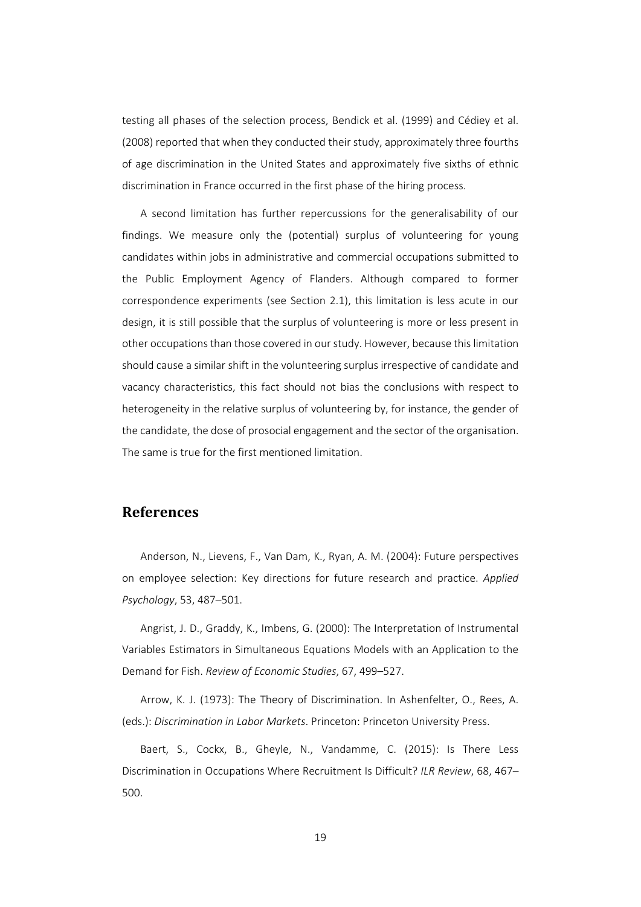testing all phases of the selection process, Bendick et al. (1999) and Cédiey et al. (2008) reported that when they conducted their study, approximately three fourths of age discrimination in the United States and approximately five sixths of ethnic discrimination in France occurred in the first phase of the hiring process.

A second limitation has further repercussions for the generalisability of our findings. We measure only the (potential) surplus of volunteering for young candidates within jobs in administrative and commercial occupations submitted to the Public Employment Agency of Flanders. Although compared to former correspondence experiments (see Section 2.1), this limitation is less acute in our design, it is still possible that the surplus of volunteering is more or less present in other occupations than those covered in our study. However, because this limitation should cause a similar shift in the volunteering surplus irrespective of candidate and vacancy characteristics, this fact should not bias the conclusions with respect to heterogeneity in the relative surplus of volunteering by, for instance, the gender of the candidate, the dose of prosocial engagement and the sector of the organisation. The same is true for the first mentioned limitation.

## References

Anderson, N., Lievens, F., Van Dam, K., Ryan, A. M. (2004): Future perspectives on employee selection: Key directions for future research and practice. *Applied Psychology*, 53, 487–501.

Angrist, J. D., Graddy, K., Imbens, G. (2000): The Interpretation of Instrumental Variables Estimators in Simultaneous Equations Models with an Application to the Demand for Fish. *Review of Economic Studies*, 67, 499–527.

Arrow, K. J. (1973): The Theory of Discrimination. In Ashenfelter, O., Rees, A. (eds.): *Discrimination in Labor Markets*. Princeton: Princeton University Press.

Baert, S., Cockx, B., Gheyle, N., Vandamme, C. (2015): Is There Less Discrimination in Occupations Where Recruitment Is Difficult? *ILR Review*, 68, 467–500.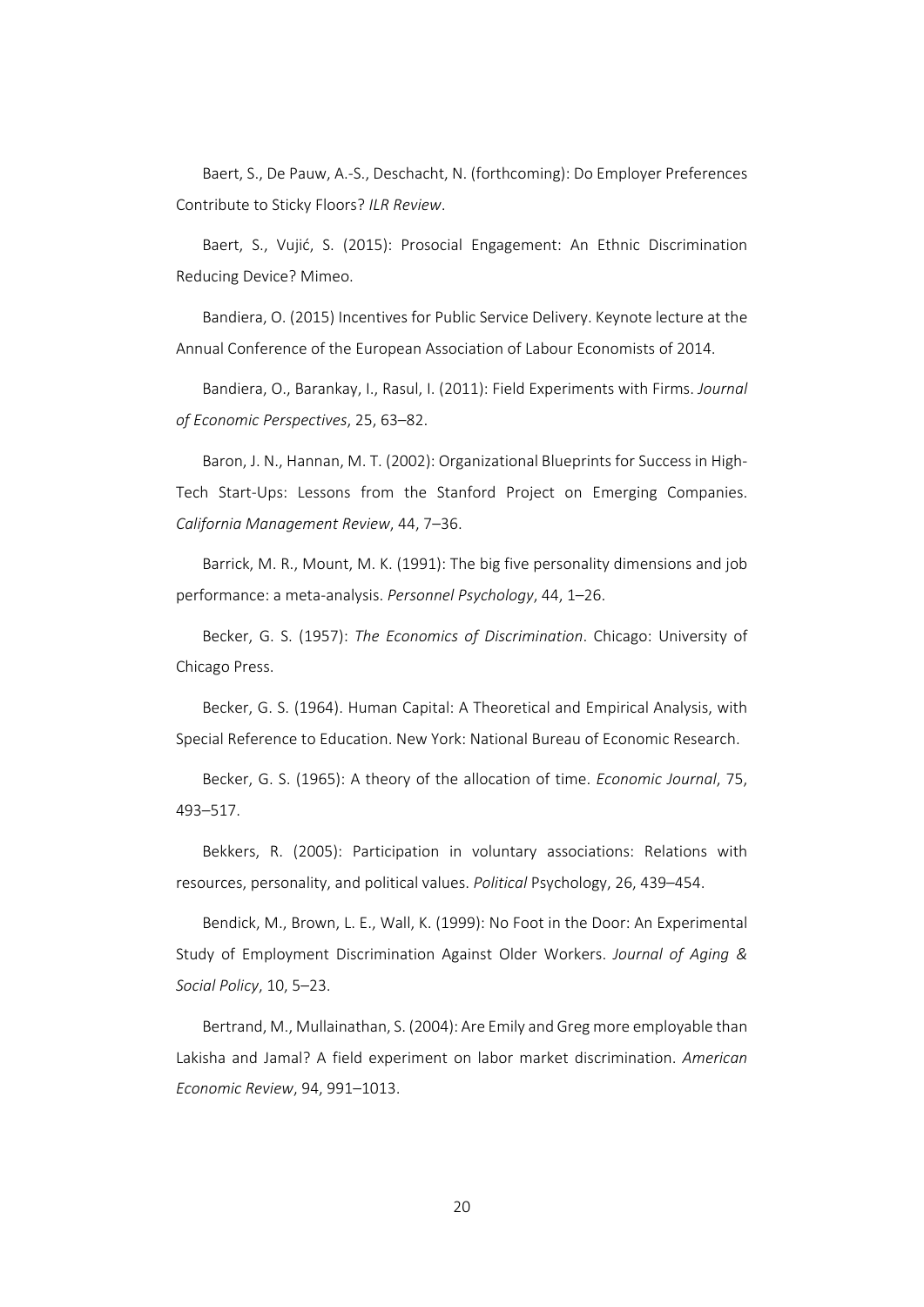Baert, S., De Pauw, A.-S., Deschacht, N. (forthcoming): Do Employer Preferences Contribute to Sticky Floors? *ILR Review*.

Baert, S., Vujić, S. (2015): Prosocial Engagement: An Ethnic Discrimination Reducing Device? Mimeo.

Bandiera, O. (2015) Incentives for Public Service Delivery. Keynote lecture at the Annual Conference of the European Association of Labour Economists of 2014.

Bandiera, O., Barankay, I., Rasul, I. (2011): Field Experiments with Firms. *Journal of Economic Perspectives*, 25, 63–82.

Baron, J. N., Hannan, M. T. (2002): Organizational Blueprints for Success in High-Tech Start-Ups: Lessons from the Stanford Project on Emerging Companies. *California Management Review*, 44, 7–36.

Barrick, M. R., Mount, M. K. (1991): The big five personality dimensions and job performance: a meta-analysis. *Personnel Psychology*, 44, 1–26.

Becker, G. S. (1957): *The Economics of Discrimination*. Chicago: University of Chicago Press.

Becker, G. S. (1964). Human Capital: A Theoretical and Empirical Analysis, with Special Reference to Education. New York: National Bureau of Economic Research.

Becker, G. S. (1965): A theory of the allocation of time. *Economic Journal*, 75, 493–517.

Bekkers, R. (2005): Participation in voluntary associations: Relations with resources, personality, and political values. *Political* Psychology, 26, 439–454.

Bendick, M., Brown, L. E., Wall, K. (1999): No Foot in the Door: An Experimental Study of Employment Discrimination Against Older Workers. *Journal of Aging & Social Policy*, 10, 5–23.

Bertrand, M., Mullainathan, S. (2004): Are Emily and Greg more employable than Lakisha and Jamal? A field experiment on labor market discrimination. *American Economic Review*, 94, 991–1013.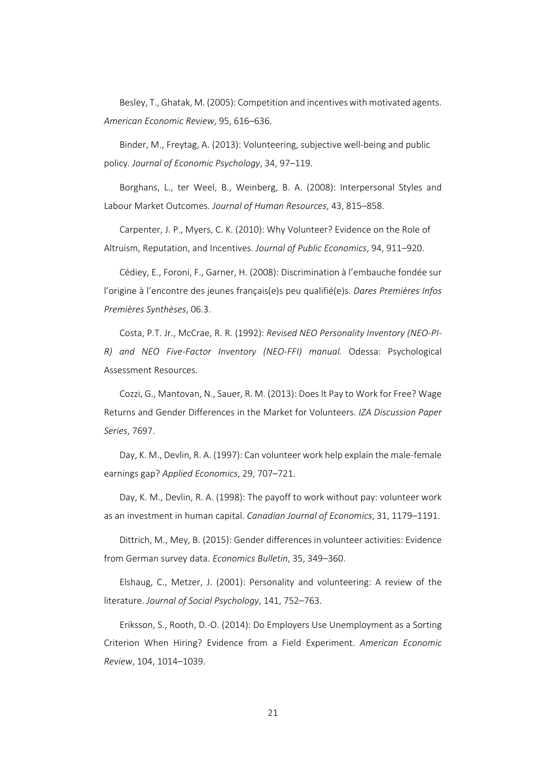Besley, T., Ghatak, M. (2005): Competition and incentives with motivated agents. *American Economic Review*, 95, 616–636.

Binder, M., Freytag, A. (2013): Volunteering, subjective well-being and public policy. *Journal of Economic Psychology*, 34, 97–119.

Borghans, L., ter Weel, B., Weinberg, B. A. (2008): Interpersonal Styles and Labour Market Outcomes. *Journal of Human Resources*, 43, 815–858.

Carpenter, J. P., Myers, C. K. (2010): Why Volunteer? Evidence on the Role of Altruism, Reputation, and Incentives. *Journal of Public Economics*, 94, 911–920.

Cédiey, E., Foroni, F., Garner, H. (2008): Discrimination à l'embauche fondée sur l'origine à l'encontre des jeunes français(e)s peu qualifié(e)s. *Dares Premières Infos Premières Synthèses*, 06.3.

Costa, P.T. Jr., McCrae, R. R. (1992): *Revised NEO Personality Inventory (NEO-PI-R) and NEO Five-Factor Inventory (NEO-FFI) manual.* Odessa: Psychological Assessment Resources.

Cozzi, G., Mantovan, N., Sauer, R. M. (2013): Does It Pay to Work for Free? Wage Returns and Gender Differences in the Market for Volunteers. *IZA Discussion Paper Series*, 7697.

Day, K. M., Devlin, R. A. (1997): Can volunteer work help explain the male-female earnings gap? *Applied Economics*, 29, 707–721.

Day, K. M., Devlin, R. A. (1998): The payoff to work without pay: volunteer work as an investment in human capital. *Canadian Journal of Economics*, 31, 1179–1191.

Dittrich, M., Mey, B. (2015): Gender differences in volunteer activities: Evidence from German survey data. *Economics Bulletin*, 35, 349–360.

Elshaug, C., Metzer, J. (2001): Personality and volunteering: A review of the literature. *Journal of Social Psychology*, 141, 752–763.

Eriksson, S., Rooth, D.-O. (2014): Do Employers Use Unemployment as a Sorting Criterion When Hiring? Evidence from a Field Experiment. *American Economic Review*, 104, 1014–1039.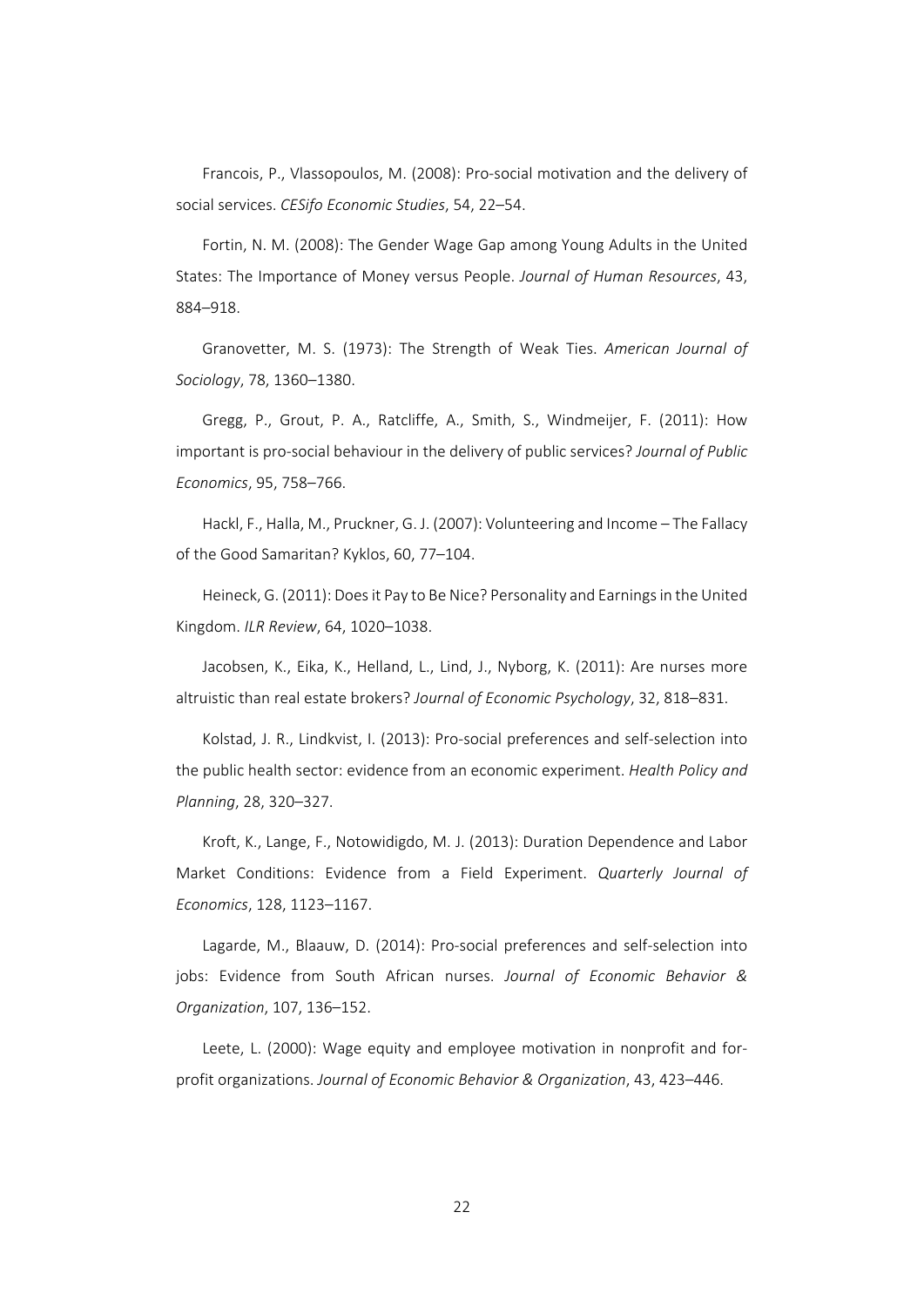Francois, P., Vlassopoulos, M. (2008): Pro-social motivation and the delivery of social services. *CESifo Economic Studies*, 54, 22–54.

Fortin, N. M. (2008): The Gender Wage Gap among Young Adults in the United States: The Importance of Money versus People. *Journal of Human Resources*, 43, 884–918.

Granovetter, M. S. (1973): The Strength of Weak Ties. *American Journal of Sociology*, 78, 1360–1380.

Gregg, P., Grout, P. A., Ratcliffe, A., Smith, S., Windmeijer, F. (2011): How important is pro-social behaviour in the delivery of public services? *Journal of Public Economics*, 95, 758–766.

Hackl, F., Halla, M., Pruckner, G. J. (2007): Volunteering and Income – The Fallacy of the Good Samaritan? Kyklos, 60, 77–104.

Heineck, G. (2011): Does it Pay to Be Nice? Personality and Earnings in the United Kingdom. *ILR Review*, 64, 1020–1038.

Jacobsen, K., Eika, K., Helland, L., Lind, J., Nyborg, K. (2011): Are nurses more altruistic than real estate brokers? *Journal of Economic Psychology*, 32, 818–831.

Kolstad, J. R., Lindkvist, I. (2013): Pro-social preferences and self-selection into the public health sector: evidence from an economic experiment. *Health Policy and Planning*, 28, 320–327.

Kroft, K., Lange, F., Notowidigdo, M. J. (2013): Duration Dependence and Labor Market Conditions: Evidence from a Field Experiment. *Quarterly Journal of Economics*, 128, 1123–1167.

Lagarde, M., Blaauw, D. (2014): Pro-social preferences and self-selection into jobs: Evidence from South African nurses. *Journal of Economic Behavior & Organization*, 107, 136–152.

Leete, L. (2000): Wage equity and employee motivation in nonprofit and for-profit organizations. *Journal of Economic Behavior & Organization*, 43, 423–446.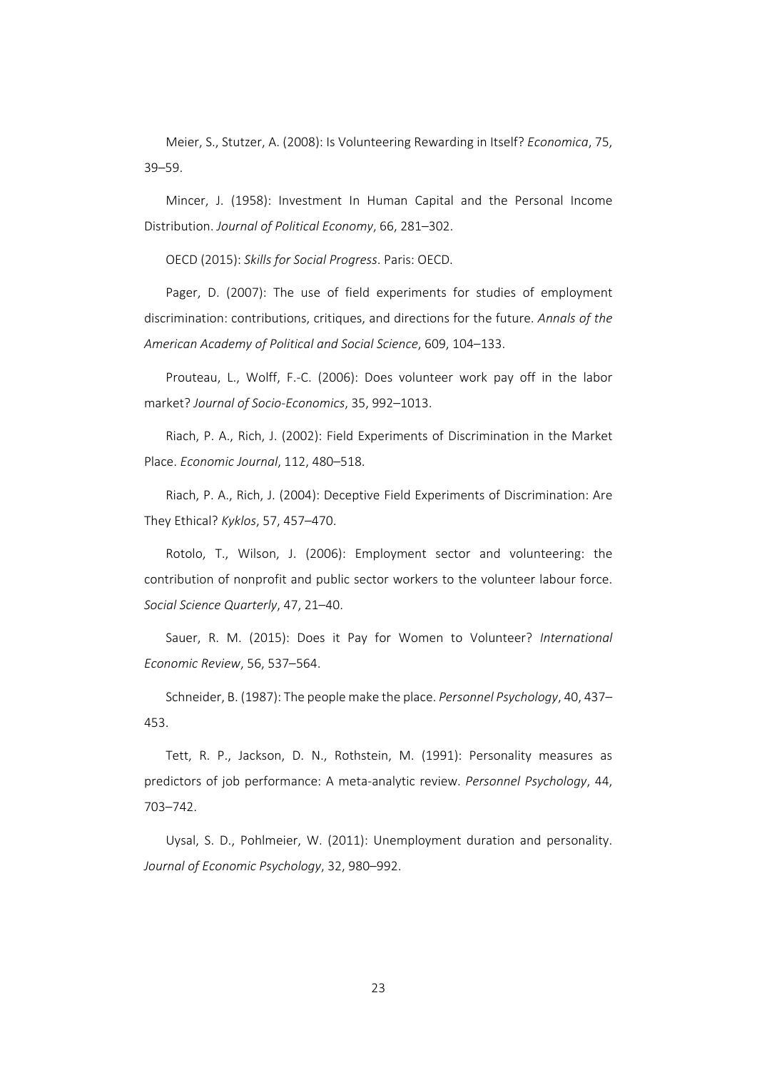Meier, S., Stutzer, A. (2008): Is Volunteering Rewarding in Itself? *Economica*, 75, 39–59.

Mincer, J. (1958): Investment In Human Capital and the Personal Income Distribution. *Journal of Political Economy*, 66, 281–302.

OECD (2015): *Skills for Social Progress*. Paris: OECD.

Pager, D. (2007): The use of field experiments for studies of employment discrimination: contributions, critiques, and directions for the future. *Annals of the American Academy of Political and Social Science*, 609, 104–133.

Prouteau, L., Wolff, F.-C. (2006): Does volunteer work pay off in the labor market? *Journal of Socio-Economics*, 35, 992–1013.

Riach, P. A., Rich, J. (2002): Field Experiments of Discrimination in the Market Place. *Economic Journal*, 112, 480–518.

Riach, P. A., Rich, J. (2004): Deceptive Field Experiments of Discrimination: Are They Ethical? *Kyklos*, 57, 457–470.

Rotolo, T., Wilson, J. (2006): Employment sector and volunteering: the contribution of nonprofit and public sector workers to the volunteer labour force. *Social Science Quarterly*, 47, 21–40.

Sauer, R. M. (2015): Does it Pay for Women to Volunteer? *International Economic Review*, 56, 537–564.

Schneider, B. (1987): The people make the place. *Personnel Psychology*, 40, 437–453.

Tett, R. P., Jackson, D. N., Rothstein, M. (1991): Personality measures as predictors of job performance: A meta-analytic review. *Personnel Psychology*, 44, 703–742.

Uysal, S. D., Pohlmeier, W. (2011): Unemployment duration and personality. *Journal of Economic Psychology*, 32, 980–992.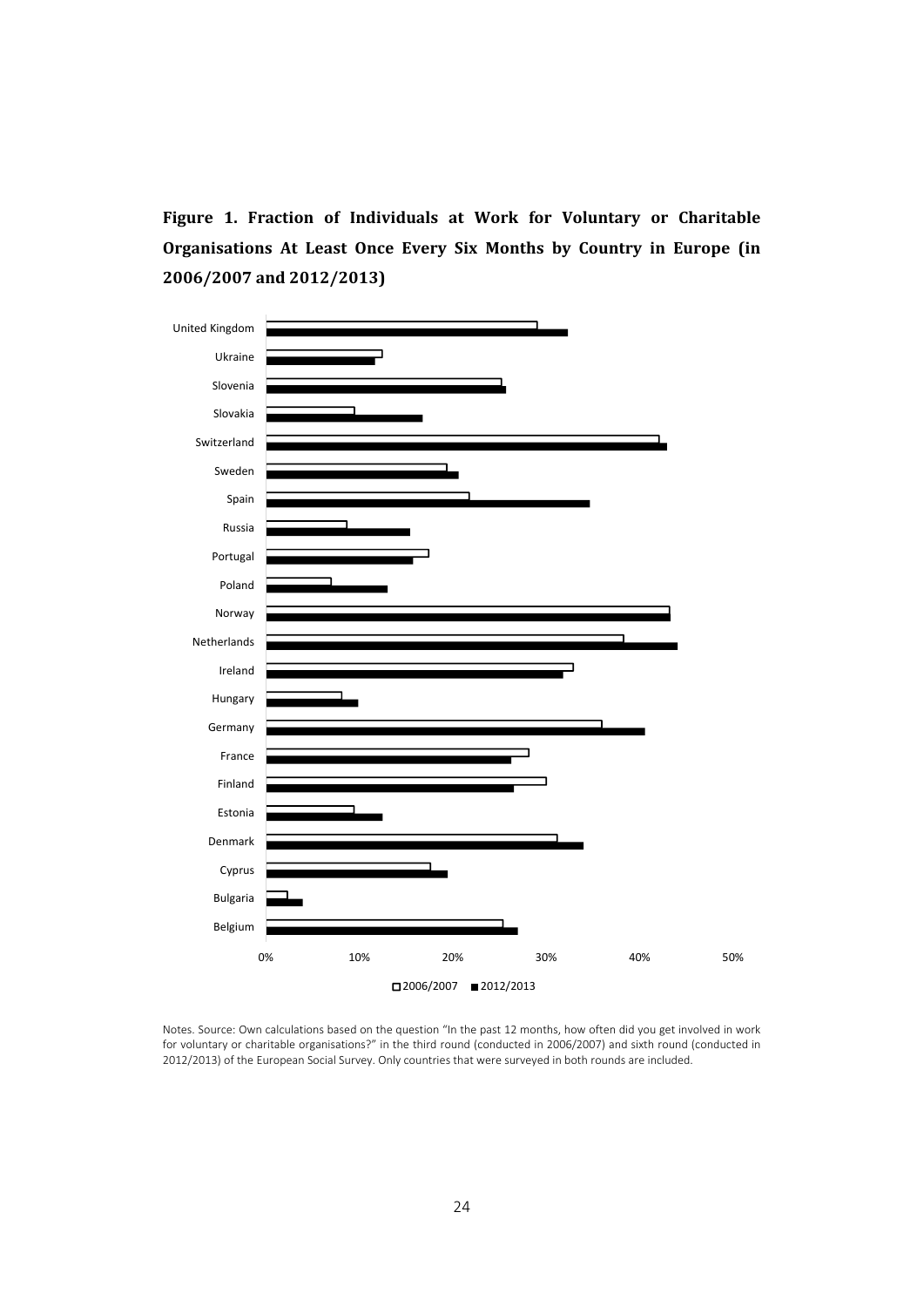**Figure 1. Fraction of Individuals at Work for Voluntary or Charitable Organisations At Least Once Every Six Months by Country in Europe (in 2006/2007 and 2012/2013)**

Notes. Source: Own calculations based on the question "In the past 12 months, how often did you get involved in work for voluntary or charitable organisations?" in the third round (conducted in 2006/2007) and sixth round (conducted in 2012/2013) of the European Social Survey. Only countries that were surveyed in both rounds are included.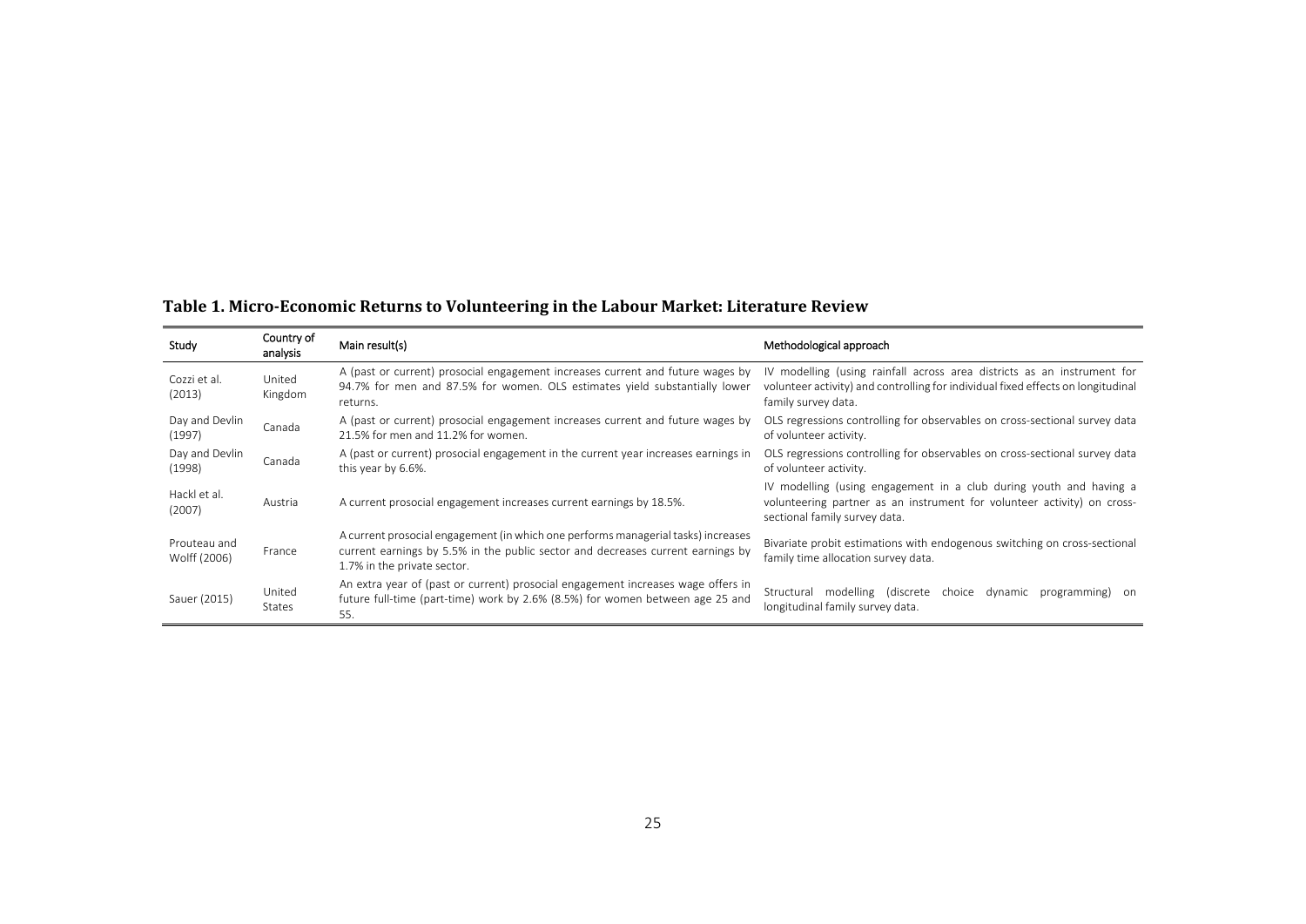**Table 1. Micro-Economic Returns to Volunteering in the Labour Market: Literature Review**

| Study | Country of analysis | Main result(s) | Methodological approach |
|---|---|---|---|
| Cozzi et al. (2013) | United Kingdom | A (past or current) prosocial engagement increases current and future wages by 94.7% for men and 87.5% for women. OLS estimates yield substantially lower returns. | IV modelling (using rainfall across area districts as an instrument for volunteer activity) and controlling for individual fixed effects on longitudinal family survey data. |
| Day and Devlin (1997) | Canada | A (past or current) prosocial engagement increases current and future wages by 21.5% for men and 11.2% for women. | OLS regressions controlling for observables on cross-sectional survey data of volunteer activity. |
| Day and Devlin (1998) | Canada | A (past or current) prosocial engagement in the current year increases earnings in this year by 6.6%. | OLS regressions controlling for observables on cross-sectional survey data of volunteer activity. |
| Hackl et al. (2007) | Austria | A current prosocial engagement increases current earnings by 18.5%. | IV modelling (using engagement in a club during youth and having a volunteering partner as an instrument for volunteer activity) on cross-sectional family survey data. |
| Prouteau and Wolff (2006) | France | A current prosocial engagement (in which one performs managerial tasks) increases current earnings by 5.5% in the public sector and decreases current earnings by 1.7% in the private sector. | Bivariate probit estimations with endogenous switching on cross-sectional family time allocation survey data. |
| Sauer (2015) | United States | An extra year of (past or current) prosocial engagement increases wage offers in future full-time (part-time) work by 2.6% (8.5%) for women between age 25 and 55. | Structural modelling (discrete choice dynamic programming) on longitudinal family survey data. |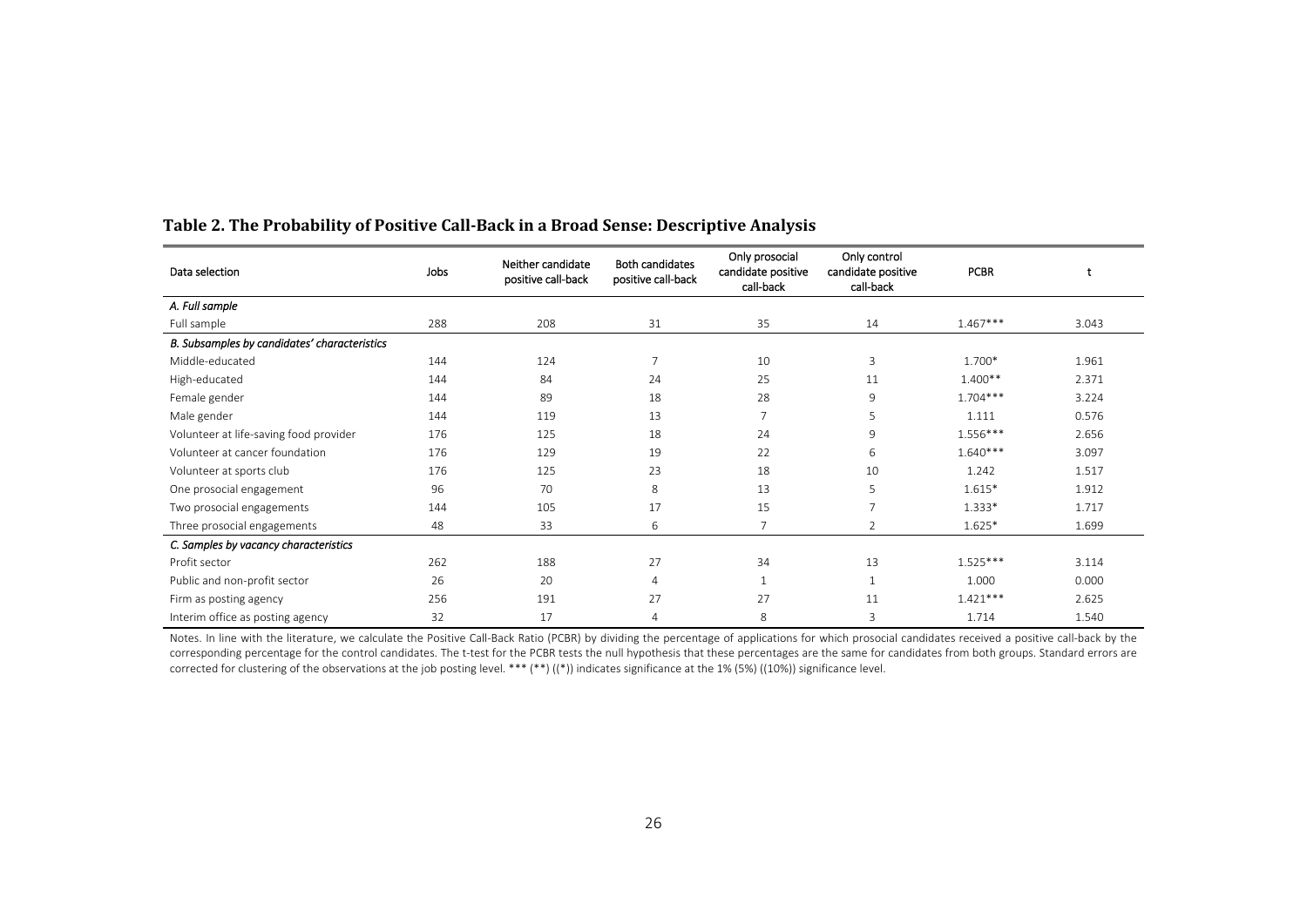## Table 2. The Probability of Positive Call-Back in a Broad Sense: Descriptive Analysis

| Data selection | Jobs | Neither candidate positive call-back | Both candidates positive call-back | Only prosocial candidate positive call-back | Only control candidate positive call-back | PCBR | t |
|---|---|---|---|---|---|---|---|
| *A. Full sample* | | | | | | | |
| Full sample | 288 | 208 | 31 | 35 | 14 | 1.467*** | 3.043 |
| *B. Subsamples by candidates' characteristics* | | | | | | | |
| Middle-educated | 144 | 124 | 7 | 10 | 3 | 1.700* | 1.961 |
| High-educated | 144 | 84 | 24 | 25 | 11 | 1.400** | 2.371 |
| Female gender | 144 | 89 | 18 | 28 | 9 | 1.704*** | 3.224 |
| Male gender | 144 | 119 | 13 | 7 | 5 | 1.111 | 0.576 |
| Volunteer at life-saving food provider | 176 | 125 | 18 | 24 | 9 | 1.556*** | 2.656 |
| Volunteer at cancer foundation | 176 | 129 | 19 | 22 | 6 | 1.640*** | 3.097 |
| Volunteer at sports club | 176 | 125 | 23 | 18 | 10 | 1.242 | 1.517 |
| One prosocial engagement | 96 | 70 | 8 | 13 | 5 | 1.615* | 1.912 |
| Two prosocial engagements | 144 | 105 | 17 | 15 | 7 | 1.333* | 1.717 |
| Three prosocial engagements | 48 | 33 | 6 | 7 | 2 | 1.625* | 1.699 |
| *C. Samples by vacancy characteristics* | | | | | | | |
| Profit sector | 262 | 188 | 27 | 34 | 13 | 1.525*** | 3.114 |
| Public and non-profit sector | 26 | 20 | 4 | 1 | 1 | 1.000 | 0.000 |
| Firm as posting agency | 256 | 191 | 27 | 27 | 11 | 1.421*** | 2.625 |
| Interim office as posting agency | 32 | 17 | 4 | 8 | 3 | 1.714 | 1.540 |

Notes. In line with the literature, we calculate the Positive Call-Back Ratio (PCBR) by dividing the percentage of applications for which prosocial candidates received a positive call-back by the corresponding percentage for the control candidates. The t-test for the PCBR tests the null hypothesis that these percentages are the same for candidates from both groups. Standard errors are corrected for clustering of the observations at the job posting level. *** (**) ((*)) indicates significance at the 1% (5%) ((10%)) significance level.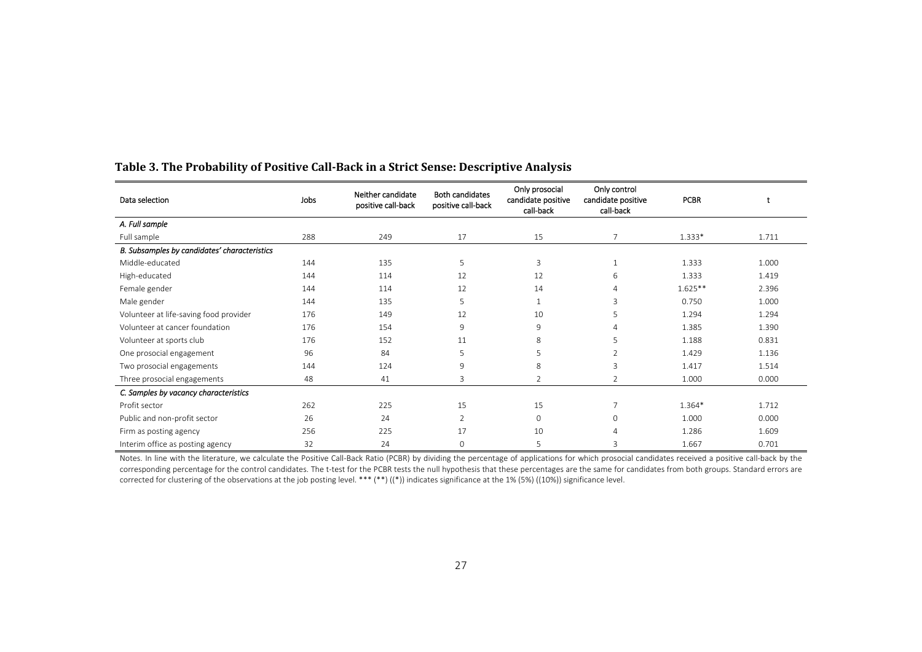## Table 3. The Probability of Positive Call-Back in a Strict Sense: Descriptive Analysis

| Data selection | Jobs | Neither candidate positive call-back | Both candidates positive call-back | Only prosocial candidate positive call-back | Only control candidate positive call-back | PCBR | t |
|---|---|---|---|---|---|---|---|
| *A. Full sample* | | | | | | | |
| Full sample | 288 | 249 | 17 | 15 | 7 | 1.333* | 1.711 |
| *B. Subsamples by candidates' characteristics* | | | | | | | |
| Middle-educated | 144 | 135 | 5 | 3 | 1 | 1.333 | 1.000 |
| High-educated | 144 | 114 | 12 | 12 | 6 | 1.333 | 1.419 |
| Female gender | 144 | 114 | 12 | 14 | 4 | 1.625** | 2.396 |
| Male gender | 144 | 135 | 5 | 1 | 3 | 0.750 | 1.000 |
| Volunteer at life-saving food provider | 176 | 149 | 12 | 10 | 5 | 1.294 | 1.294 |
| Volunteer at cancer foundation | 176 | 154 | 9 | 9 | 4 | 1.385 | 1.390 |
| Volunteer at sports club | 176 | 152 | 11 | 8 | 5 | 1.188 | 0.831 |
| One prosocial engagement | 96 | 84 | 5 | 5 | 2 | 1.429 | 1.136 |
| Two prosocial engagements | 144 | 124 | 9 | 8 | 3 | 1.417 | 1.514 |
| Three prosocial engagements | 48 | 41 | 3 | 2 | 2 | 1.000 | 0.000 |
| *C. Samples by vacancy characteristics* | | | | | | | |
| Profit sector | 262 | 225 | 15 | 15 | 7 | 1.364* | 1.712 |
| Public and non-profit sector | 26 | 24 | 2 | 0 | 0 | 1.000 | 0.000 |
| Firm as posting agency | 256 | 225 | 17 | 10 | 4 | 1.286 | 1.609 |
| Interim office as posting agency | 32 | 24 | 0 | 5 | 3 | 1.667 | 0.701 |

Notes. In line with the literature, we calculate the Positive Call-Back Ratio (PCBR) by dividing the percentage of applications for which prosocial candidates received a positive call-back by the corresponding percentage for the control candidates. The t-test for the PCBR tests the null hypothesis that these percentages are the same for candidates from both groups. Standard errors are corrected for clustering of the observations at the job posting level. *** (**) ((*)) indicates significance at the 1% (5%) ((10%)) significance level.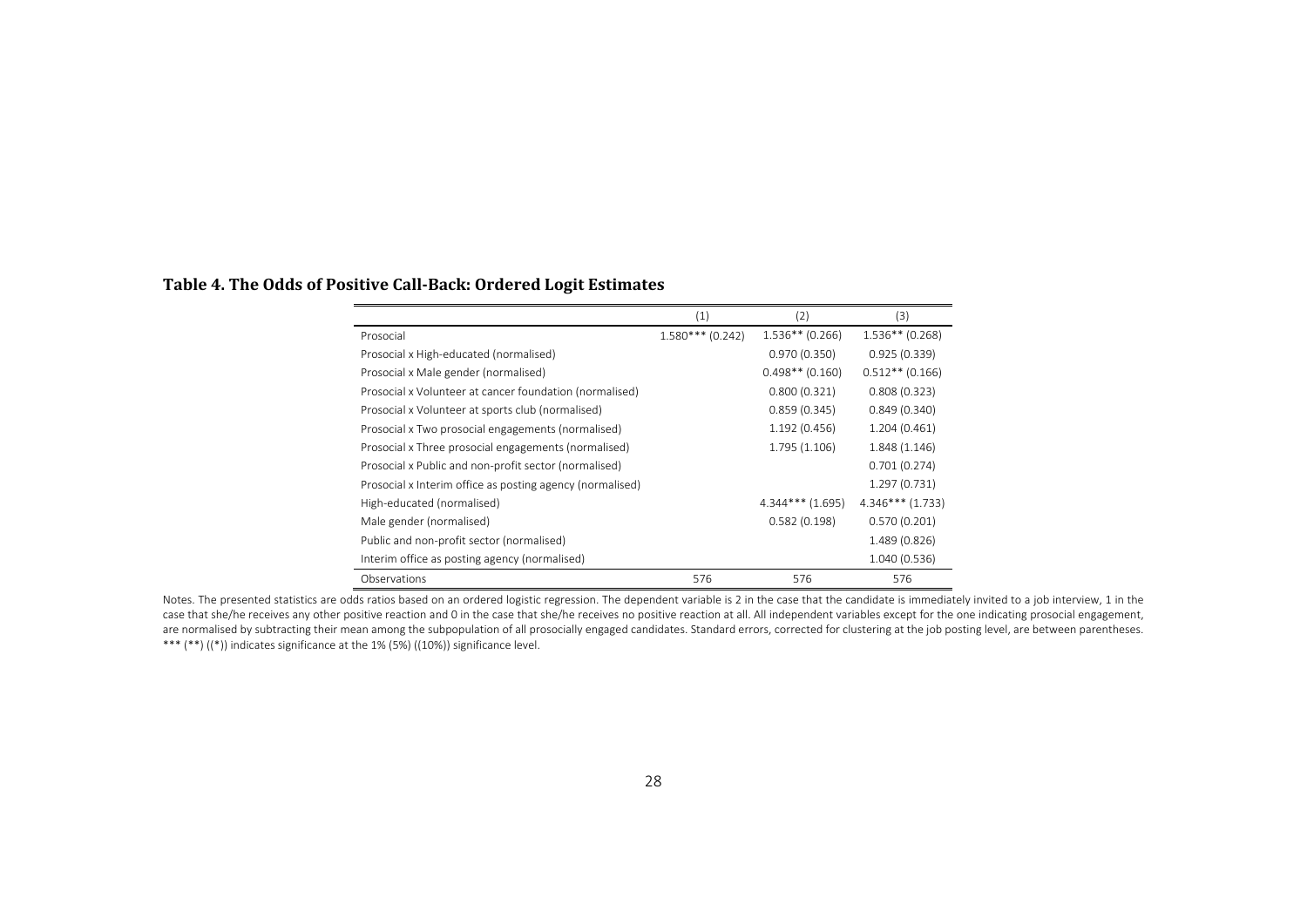### Table 4. The Odds of Positive Call-Back: Ordered Logit Estimates

| | (1) | (2) | (3) |
|---|---|---|---|
| Prosocial | 1.580*** (0.242) | 1.536** (0.266) | 1.536** (0.268) |
| Prosocial x High-educated (normalised) | | 0.970 (0.350) | 0.925 (0.339) |
| Prosocial x Male gender (normalised) | | 0.498** (0.160) | 0.512** (0.166) |
| Prosocial x Volunteer at cancer foundation (normalised) | | 0.800 (0.321) | 0.808 (0.323) |
| Prosocial x Volunteer at sports club (normalised) | | 0.859 (0.345) | 0.849 (0.340) |
| Prosocial x Two prosocial engagements (normalised) | | 1.192 (0.456) | 1.204 (0.461) |
| Prosocial x Three prosocial engagements (normalised) | | 1.795 (1.106) | 1.848 (1.146) |
| Prosocial x Public and non-profit sector (normalised) | | | 0.701 (0.274) |
| Prosocial x Interim office as posting agency (normalised) | | | 1.297 (0.731) |
| High-educated (normalised) | | 4.344*** (1.695) | 4.346*** (1.733) |
| Male gender (normalised) | | 0.582 (0.198) | 0.570 (0.201) |
| Public and non-profit sector (normalised) | | | 1.489 (0.826) |
| Interim office as posting agency (normalised) | | | 1.040 (0.536) |
| Observations | 576 | 576 | 576 |

Notes. The presented statistics are odds ratios based on an ordered logistic regression. The dependent variable is 2 in the case that the candidate is immediately invited to a job interview, 1 in the case that she/he receives any other positive reaction and 0 in the case that she/he receives no positive reaction at all. All independent variables except for the one indicating prosocial engagement, are normalised by subtracting their mean among the subpopulation of all prosocially engaged candidates. Standard errors, corrected for clustering at the job posting level, are between parentheses. *** (**) ((*)) indicates significance at the 1% (5%) ((10%)) significance level.